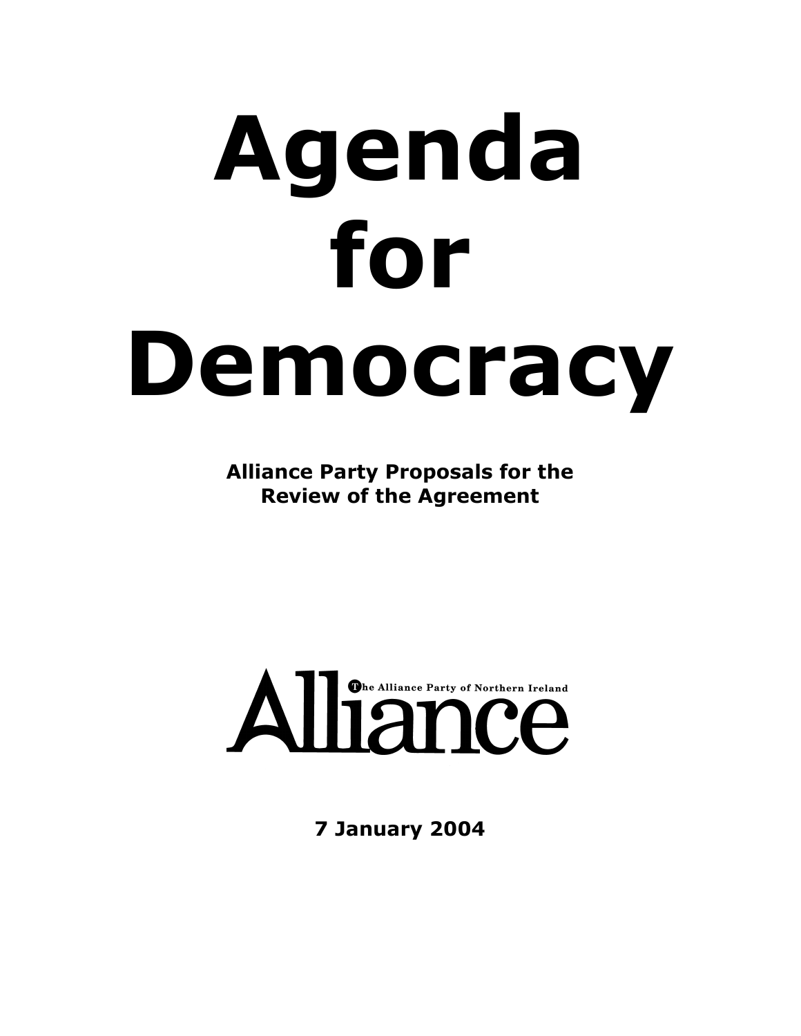# Agenda for Democracy

**Alliance Party Proposals for the Review of the Agreement**

Alliance

The Alliance Party of Northern Ireland

**7 January 2004**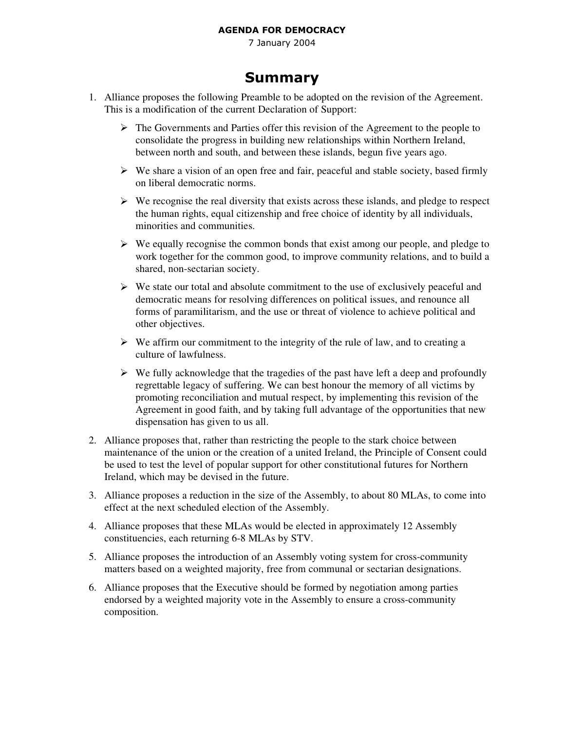**AGENDA FOR DEMOCRACY**
7 January 2004

# Summary

1. Alliance proposes the following Preamble to be adopted on the revision of the Agreement. This is a modification of the current Declaration of Support:

    - The Governments and Parties offer this revision of the Agreement to the people to consolidate the progress in building new relationships within Northern Ireland, between north and south, and between these islands, begun five years ago.
    - We share a vision of an open free and fair, peaceful and stable society, based firmly on liberal democratic norms.
    - We recognise the real diversity that exists across these islands, and pledge to respect the human rights, equal citizenship and free choice of identity by all individuals, minorities and communities.
    - We equally recognise the common bonds that exist among our people, and pledge to work together for the common good, to improve community relations, and to build a shared, non-sectarian society.
    - We state our total and absolute commitment to the use of exclusively peaceful and democratic means for resolving differences on political issues, and renounce all forms of paramilitarism, and the use or threat of violence to achieve political and other objectives.
    - We affirm our commitment to the integrity of the rule of law, and to creating a culture of lawfulness.
    - We fully acknowledge that the tragedies of the past have left a deep and profoundly regrettable legacy of suffering. We can best honour the memory of all victims by promoting reconciliation and mutual respect, by implementing this revision of the Agreement in good faith, and by taking full advantage of the opportunities that new dispensation has given to us all.

2. Alliance proposes that, rather than restricting the people to the stark choice between maintenance of the union or the creation of a united Ireland, the Principle of Consent could be used to test the level of popular support for other constitutional futures for Northern Ireland, which may be devised in the future.

3. Alliance proposes a reduction in the size of the Assembly, to about 80 MLAs, to come into effect at the next scheduled election of the Assembly.

4. Alliance proposes that these MLAs would be elected in approximately 12 Assembly constituencies, each returning 6-8 MLAs by STV.

5. Alliance proposes the introduction of an Assembly voting system for cross-community matters based on a weighted majority, free from communal or sectarian designations.

6. Alliance proposes that the Executive should be formed by negotiation among parties endorsed by a weighted majority vote in the Assembly to ensure a cross-community composition.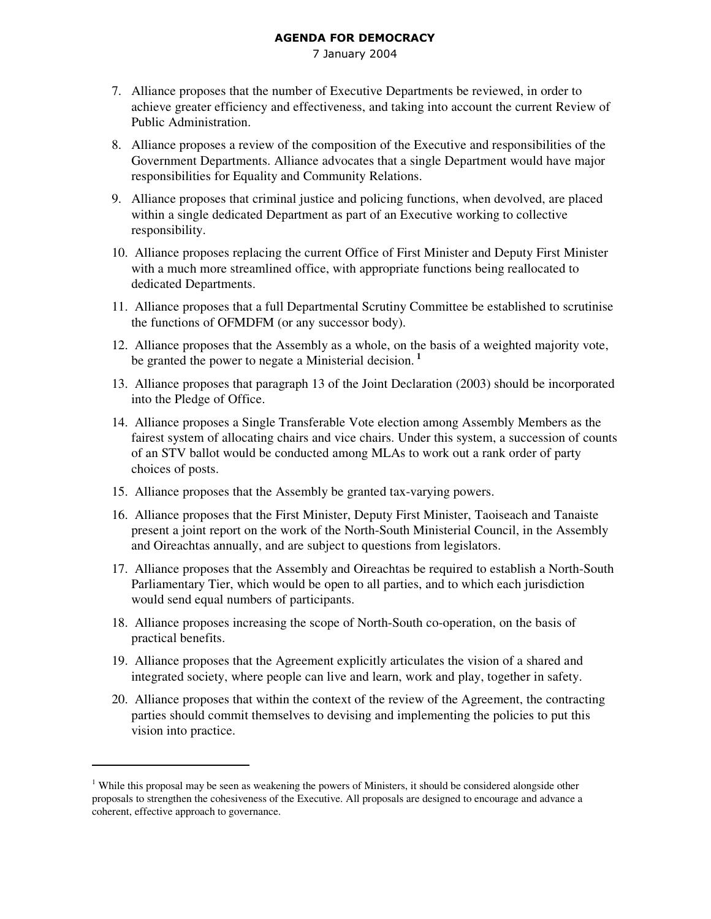7. Alliance proposes that the number of Executive Departments be reviewed, in order to achieve greater efficiency and effectiveness, and taking into account the current Review of Public Administration.
8. Alliance proposes a review of the composition of the Executive and responsibilities of the Government Departments. Alliance advocates that a single Department would have major responsibilities for Equality and Community Relations.
9. Alliance proposes that criminal justice and policing functions, when devolved, are placed within a single dedicated Department as part of an Executive working to collective responsibility.
10. Alliance proposes replacing the current Office of First Minister and Deputy First Minister with a much more streamlined office, with appropriate functions being reallocated to dedicated Departments.
11. Alliance proposes that a full Departmental Scrutiny Committee be established to scrutinise the functions of OFMDFM (or any successor body).
12. Alliance proposes that the Assembly as a whole, on the basis of a weighted majority vote, be granted the power to negate a Ministerial decision. [1]
13. Alliance proposes that paragraph 13 of the Joint Declaration (2003) should be incorporated into the Pledge of Office.
14. Alliance proposes a Single Transferable Vote election among Assembly Members as the fairest system of allocating chairs and vice chairs. Under this system, a succession of counts of an STV ballot would be conducted among MLAs to work out a rank order of party choices of posts.
15. Alliance proposes that the Assembly be granted tax-varying powers.
16. Alliance proposes that the First Minister, Deputy First Minister, Taoiseach and Tanaiste present a joint report on the work of the North-South Ministerial Council, in the Assembly and Oireachtas annually, and are subject to questions from legislators.
17. Alliance proposes that the Assembly and Oireachtas be required to establish a North-South Parliamentary Tier, which would be open to all parties, and to which each jurisdiction would send equal numbers of participants.
18. Alliance proposes increasing the scope of North-South co-operation, on the basis of practical benefits.
19. Alliance proposes that the Agreement explicitly articulates the vision of a shared and integrated society, where people can live and learn, work and play, together in safety.
20. Alliance proposes that within the context of the review of the Agreement, the contracting parties should commit themselves to devising and implementing the policies to put this vision into practice.

---

[1] While this proposal may be seen as weakening the powers of Ministers, it should be considered alongside other proposals to strengthen the cohesiveness of the Executive. All proposals are designed to encourage and advance a coherent, effective approach to governance.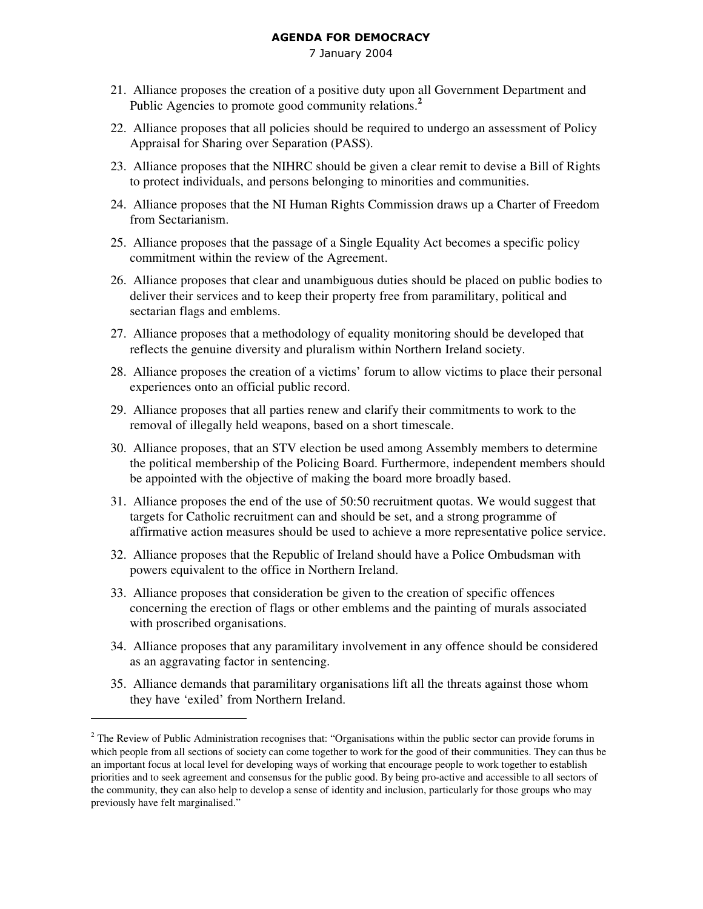21. Alliance proposes the creation of a positive duty upon all Government Department and Public Agencies to promote good community relations.[2]

22. Alliance proposes that all policies should be required to undergo an assessment of Policy Appraisal for Sharing over Separation (PASS).

23. Alliance proposes that the NIHRC should be given a clear remit to devise a Bill of Rights to protect individuals, and persons belonging to minorities and communities.

24. Alliance proposes that the NI Human Rights Commission draws up a Charter of Freedom from Sectarianism.

25. Alliance proposes that the passage of a Single Equality Act becomes a specific policy commitment within the review of the Agreement.

26. Alliance proposes that clear and unambiguous duties should be placed on public bodies to deliver their services and to keep their property free from paramilitary, political and sectarian flags and emblems.

27. Alliance proposes that a methodology of equality monitoring should be developed that reflects the genuine diversity and pluralism within Northern Ireland society.

28. Alliance proposes the creation of a victims' forum to allow victims to place their personal experiences onto an official public record.

29. Alliance proposes that all parties renew and clarify their commitments to work to the removal of illegally held weapons, based on a short timescale.

30. Alliance proposes, that an STV election be used among Assembly members to determine the political membership of the Policing Board. Furthermore, independent members should be appointed with the objective of making the board more broadly based.

31. Alliance proposes the end of the use of 50:50 recruitment quotas. We would suggest that targets for Catholic recruitment can and should be set, and a strong programme of affirmative action measures should be used to achieve a more representative police service.

32. Alliance proposes that the Republic of Ireland should have a Police Ombudsman with powers equivalent to the office in Northern Ireland.

33. Alliance proposes that consideration be given to the creation of specific offences concerning the erection of flags or other emblems and the painting of murals associated with proscribed organisations.

34. Alliance proposes that any paramilitary involvement in any offence should be considered as an aggravating factor in sentencing.

35. Alliance demands that paramilitary organisations lift all the threats against those whom they have 'exiled' from Northern Ireland.

---

[2] The Review of Public Administration recognises that: "Organisations within the public sector can provide forums in which people from all sections of society can come together to work for the good of their communities. They can thus be an important focus at local level for developing ways of working that encourage people to work together to establish priorities and to seek agreement and consensus for the public good. By being pro-active and accessible to all sectors of the community, they can also help to develop a sense of identity and inclusion, particularly for those groups who may previously have felt marginalised."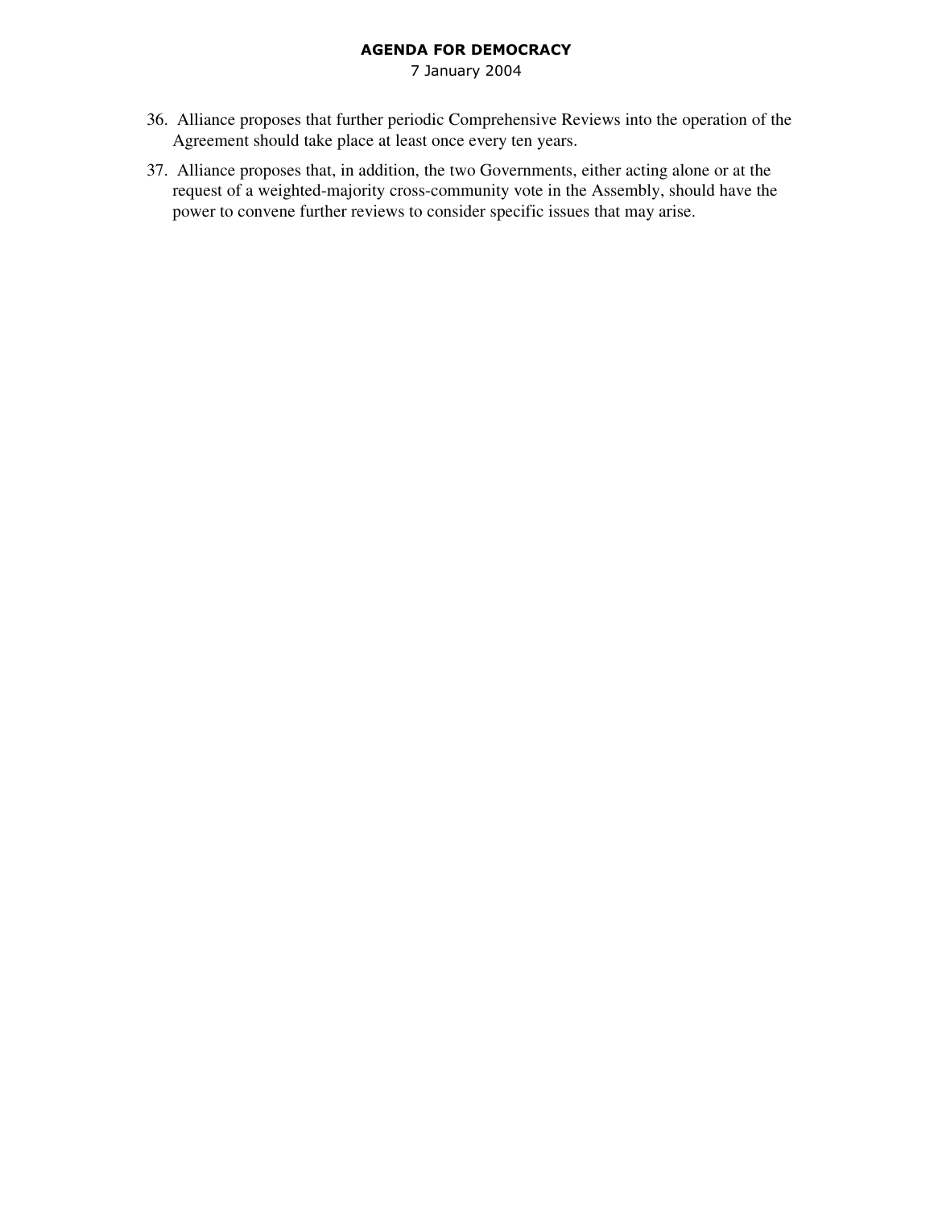36. Alliance proposes that further periodic Comprehensive Reviews into the operation of the Agreement should take place at least once every ten years.

37. Alliance proposes that, in addition, the two Governments, either acting alone or at the request of a weighted-majority cross-community vote in the Assembly, should have the power to convene further reviews to consider specific issues that may arise.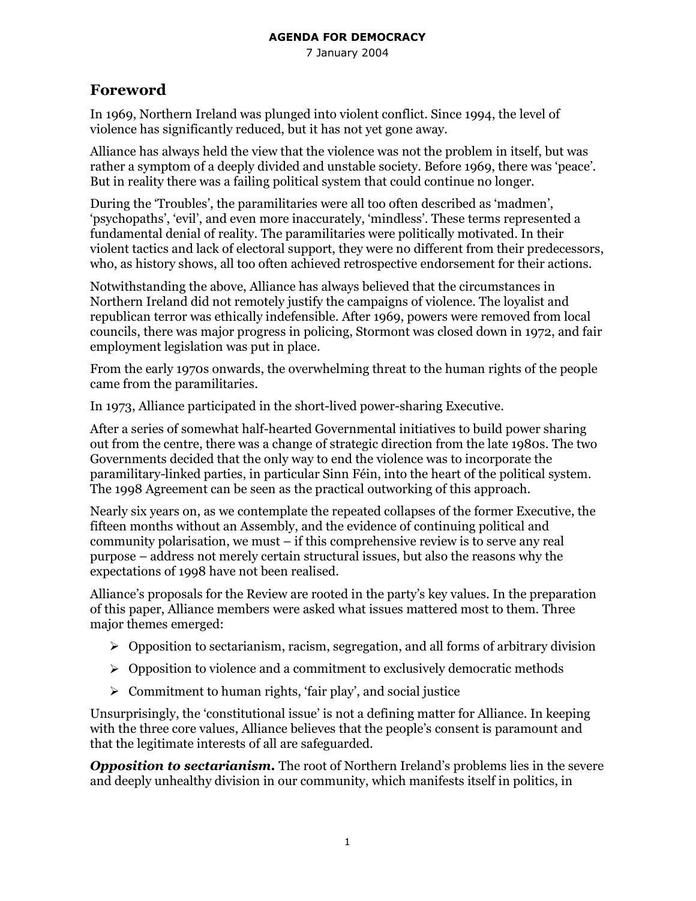## Foreword

In 1969, Northern Ireland was plunged into violent conflict. Since 1994, the level of violence has significantly reduced, but it has not yet gone away.

Alliance has always held the view that the violence was not the problem in itself, but was rather a symptom of a deeply divided and unstable society. Before 1969, there was 'peace'. But in reality there was a failing political system that could continue no longer.

During the 'Troubles', the paramilitaries were all too often described as 'madmen', 'psychopaths', 'evil', and even more inaccurately, 'mindless'. These terms represented a fundamental denial of reality. The paramilitaries were politically motivated. In their violent tactics and lack of electoral support, they were no different from their predecessors, who, as history shows, all too often achieved retrospective endorsement for their actions.

Notwithstanding the above, Alliance has always believed that the circumstances in Northern Ireland did not remotely justify the campaigns of violence. The loyalist and republican terror was ethically indefensible. After 1969, powers were removed from local councils, there was major progress in policing, Stormont was closed down in 1972, and fair employment legislation was put in place.

From the early 1970s onwards, the overwhelming threat to the human rights of the people came from the paramilitaries.

In 1973, Alliance participated in the short-lived power-sharing Executive.

After a series of somewhat half-hearted Governmental initiatives to build power sharing out from the centre, there was a change of strategic direction from the late 1980s. The two Governments decided that the only way to end the violence was to incorporate the paramilitary-linked parties, in particular Sinn Féin, into the heart of the political system. The 1998 Agreement can be seen as the practical outworking of this approach.

Nearly six years on, as we contemplate the repeated collapses of the former Executive, the fifteen months without an Assembly, and the evidence of continuing political and community polarisation, we must – if this comprehensive review is to serve any real purpose – address not merely certain structural issues, but also the reasons why the expectations of 1998 have not been realised.

Alliance's proposals for the Review are rooted in the party's key values. In the preparation of this paper, Alliance members were asked what issues mattered most to them. Three major themes emerged:

- Opposition to sectarianism, racism, segregation, and all forms of arbitrary division
- Opposition to violence and a commitment to exclusively democratic methods
- Commitment to human rights, 'fair play', and social justice

Unsurprisingly, the 'constitutional issue' is not a defining matter for Alliance. In keeping with the three core values, Alliance believes that the people's consent is paramount and that the legitimate interests of all are safeguarded.

***Opposition to sectarianism.*** The root of Northern Ireland's problems lies in the severe and deeply unhealthy division in our community, which manifests itself in politics, in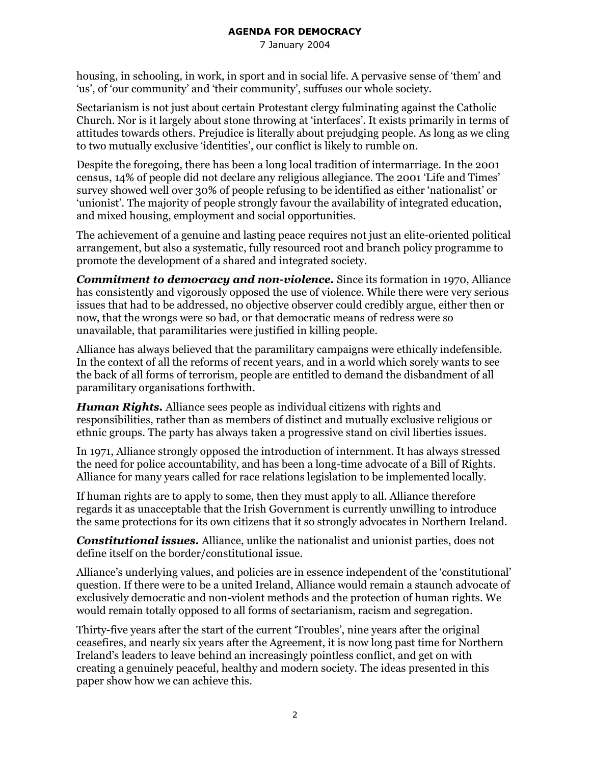housing, in schooling, in work, in sport and in social life. A pervasive sense of 'them' and 'us', of 'our community' and 'their community', suffuses our whole society.

Sectarianism is not just about certain Protestant clergy fulminating against the Catholic Church. Nor is it largely about stone throwing at 'interfaces'. It exists primarily in terms of attitudes towards others. Prejudice is literally about prejudging people. As long as we cling to two mutually exclusive 'identities', our conflict is likely to rumble on.

Despite the foregoing, there has been a long local tradition of intermarriage. In the 2001 census, 14% of people did not declare any religious allegiance. The 2001 'Life and Times' survey showed well over 30% of people refusing to be identified as either 'nationalist' or 'unionist'. The majority of people strongly favour the availability of integrated education, and mixed housing, employment and social opportunities.

The achievement of a genuine and lasting peace requires not just an elite-oriented political arrangement, but also a systematic, fully resourced root and branch policy programme to promote the development of a shared and integrated society.

***Commitment to democracy and non-violence.*** Since its formation in 1970, Alliance has consistently and vigorously opposed the use of violence. While there were very serious issues that had to be addressed, no objective observer could credibly argue, either then or now, that the wrongs were so bad, or that democratic means of redress were so unavailable, that paramilitaries were justified in killing people.

Alliance has always believed that the paramilitary campaigns were ethically indefensible. In the context of all the reforms of recent years, and in a world which sorely wants to see the back of all forms of terrorism, people are entitled to demand the disbandment of all paramilitary organisations forthwith.

***Human Rights.*** Alliance sees people as individual citizens with rights and responsibilities, rather than as members of distinct and mutually exclusive religious or ethnic groups. The party has always taken a progressive stand on civil liberties issues.

In 1971, Alliance strongly opposed the introduction of internment. It has always stressed the need for police accountability, and has been a long-time advocate of a Bill of Rights. Alliance for many years called for race relations legislation to be implemented locally.

If human rights are to apply to some, then they must apply to all. Alliance therefore regards it as unacceptable that the Irish Government is currently unwilling to introduce the same protections for its own citizens that it so strongly advocates in Northern Ireland.

***Constitutional issues.*** Alliance, unlike the nationalist and unionist parties, does not define itself on the border/constitutional issue.

Alliance's underlying values, and policies are in essence independent of the 'constitutional' question. If there were to be a united Ireland, Alliance would remain a staunch advocate of exclusively democratic and non-violent methods and the protection of human rights. We would remain totally opposed to all forms of sectarianism, racism and segregation.

Thirty-five years after the start of the current 'Troubles', nine years after the original ceasefires, and nearly six years after the Agreement, it is now long past time for Northern Ireland's leaders to leave behind an increasingly pointless conflict, and get on with creating a genuinely peaceful, healthy and modern society. The ideas presented in this paper show how we can achieve this.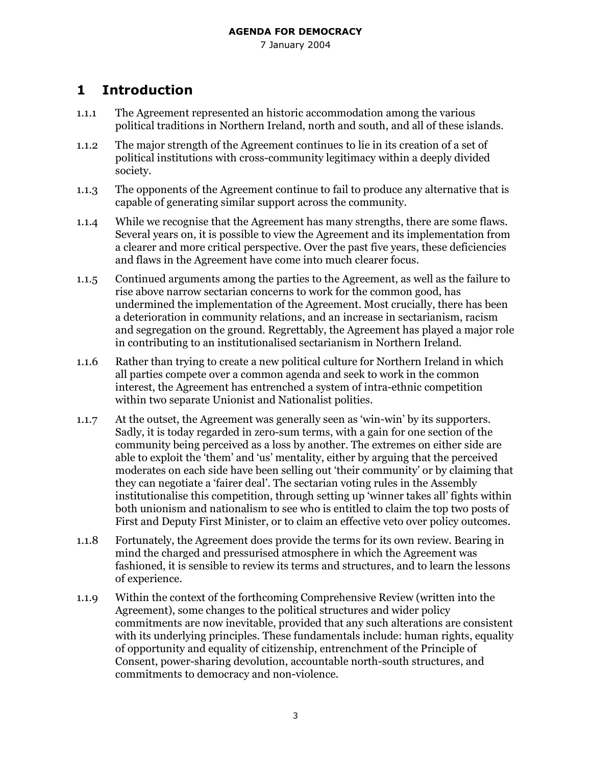# 1 Introduction

1.1.1 The Agreement represented an historic accommodation among the various political traditions in Northern Ireland, north and south, and all of these islands.

1.1.2 The major strength of the Agreement continues to lie in its creation of a set of political institutions with cross-community legitimacy within a deeply divided society.

1.1.3 The opponents of the Agreement continue to fail to produce any alternative that is capable of generating similar support across the community.

1.1.4 While we recognise that the Agreement has many strengths, there are some flaws. Several years on, it is possible to view the Agreement and its implementation from a clearer and more critical perspective. Over the past five years, these deficiencies and flaws in the Agreement have come into much clearer focus.

1.1.5 Continued arguments among the parties to the Agreement, as well as the failure to rise above narrow sectarian concerns to work for the common good, has undermined the implementation of the Agreement. Most crucially, there has been a deterioration in community relations, and an increase in sectarianism, racism and segregation on the ground. Regrettably, the Agreement has played a major role in contributing to an institutionalised sectarianism in Northern Ireland.

1.1.6 Rather than trying to create a new political culture for Northern Ireland in which all parties compete over a common agenda and seek to work in the common interest, the Agreement has entrenched a system of intra-ethnic competition within two separate Unionist and Nationalist polities.

1.1.7 At the outset, the Agreement was generally seen as 'win-win' by its supporters. Sadly, it is today regarded in zero-sum terms, with a gain for one section of the community being perceived as a loss by another. The extremes on either side are able to exploit the 'them' and 'us' mentality, either by arguing that the perceived moderates on each side have been selling out 'their community' or by claiming that they can negotiate a 'fairer deal'. The sectarian voting rules in the Assembly institutionalise this competition, through setting up 'winner takes all' fights within both unionism and nationalism to see who is entitled to claim the top two posts of First and Deputy First Minister, or to claim an effective veto over policy outcomes.

1.1.8 Fortunately, the Agreement does provide the terms for its own review. Bearing in mind the charged and pressurised atmosphere in which the Agreement was fashioned, it is sensible to review its terms and structures, and to learn the lessons of experience.

1.1.9 Within the context of the forthcoming Comprehensive Review (written into the Agreement), some changes to the political structures and wider policy commitments are now inevitable, provided that any such alterations are consistent with its underlying principles. These fundamentals include: human rights, equality of opportunity and equality of citizenship, entrenchment of the Principle of Consent, power-sharing devolution, accountable north-south structures, and commitments to democracy and non-violence.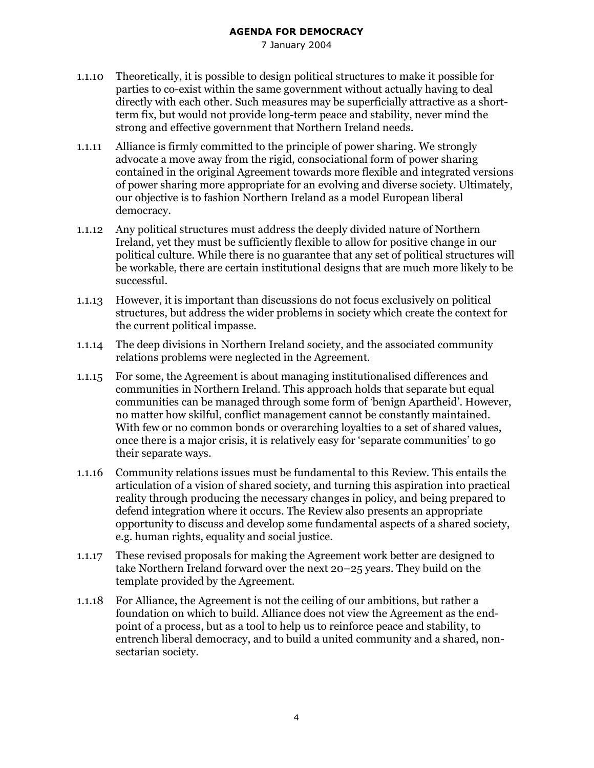1.1.10 Theoretically, it is possible to design political structures to make it possible for parties to co-exist within the same government without actually having to deal directly with each other. Such measures may be superficially attractive as a short-term fix, but would not provide long-term peace and stability, never mind the strong and effective government that Northern Ireland needs.

1.1.11 Alliance is firmly committed to the principle of power sharing. We strongly advocate a move away from the rigid, consociational form of power sharing contained in the original Agreement towards more flexible and integrated versions of power sharing more appropriate for an evolving and diverse society. Ultimately, our objective is to fashion Northern Ireland as a model European liberal democracy.

1.1.12 Any political structures must address the deeply divided nature of Northern Ireland, yet they must be sufficiently flexible to allow for positive change in our political culture. While there is no guarantee that any set of political structures will be workable, there are certain institutional designs that are much more likely to be successful.

1.1.13 However, it is important than discussions do not focus exclusively on political structures, but address the wider problems in society which create the context for the current political impasse.

1.1.14 The deep divisions in Northern Ireland society, and the associated community relations problems were neglected in the Agreement.

1.1.15 For some, the Agreement is about managing institutionalised differences and communities in Northern Ireland. This approach holds that separate but equal communities can be managed through some form of 'benign Apartheid'. However, no matter how skilful, conflict management cannot be constantly maintained. With few or no common bonds or overarching loyalties to a set of shared values, once there is a major crisis, it is relatively easy for 'separate communities' to go their separate ways.

1.1.16 Community relations issues must be fundamental to this Review. This entails the articulation of a vision of shared society, and turning this aspiration into practical reality through producing the necessary changes in policy, and being prepared to defend integration where it occurs. The Review also presents an appropriate opportunity to discuss and develop some fundamental aspects of a shared society, e.g. human rights, equality and social justice.

1.1.17 These revised proposals for making the Agreement work better are designed to take Northern Ireland forward over the next 20–25 years. They build on the template provided by the Agreement.

1.1.18 For Alliance, the Agreement is not the ceiling of our ambitions, but rather a foundation on which to build. Alliance does not view the Agreement as the end-point of a process, but as a tool to help us to reinforce peace and stability, to entrench liberal democracy, and to build a united community and a shared, non-sectarian society.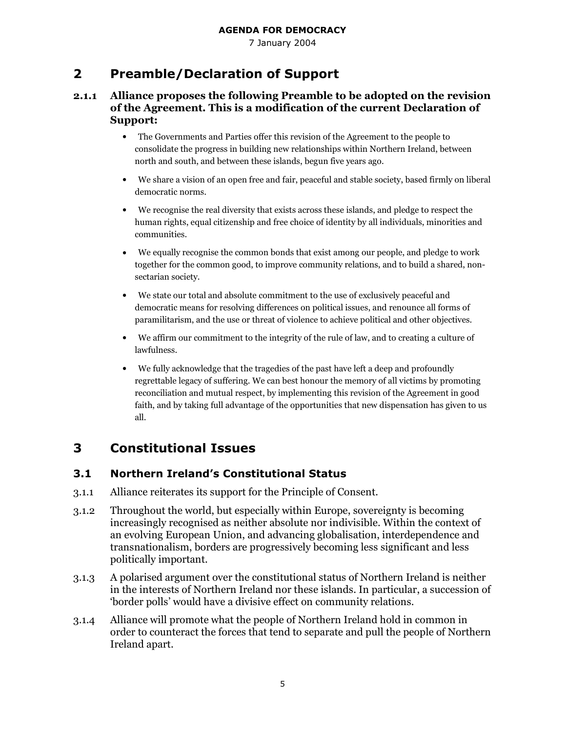## 2 Preamble/Declaration of Support

**2.1.1 Alliance proposes the following Preamble to be adopted on the revision of the Agreement. This is a modification of the current Declaration of Support:**

- The Governments and Parties offer this revision of the Agreement to the people to consolidate the progress in building new relationships within Northern Ireland, between north and south, and between these islands, begun five years ago.
- We share a vision of an open free and fair, peaceful and stable society, based firmly on liberal democratic norms.
- We recognise the real diversity that exists across these islands, and pledge to respect the human rights, equal citizenship and free choice of identity by all individuals, minorities and communities.
- We equally recognise the common bonds that exist among our people, and pledge to work together for the common good, to improve community relations, and to build a shared, non-sectarian society.
- We state our total and absolute commitment to the use of exclusively peaceful and democratic means for resolving differences on political issues, and renounce all forms of paramilitarism, and the use or threat of violence to achieve political and other objectives.
- We affirm our commitment to the integrity of the rule of law, and to creating a culture of lawfulness.
- We fully acknowledge that the tragedies of the past have left a deep and profoundly regrettable legacy of suffering. We can best honour the memory of all victims by promoting reconciliation and mutual respect, by implementing this revision of the Agreement in good faith, and by taking full advantage of the opportunities that new dispensation has given to us all.

## 3 Constitutional Issues

### 3.1 Northern Ireland's Constitutional Status

3.1.1 Alliance reiterates its support for the Principle of Consent.

3.1.2 Throughout the world, but especially within Europe, sovereignty is becoming increasingly recognised as neither absolute nor indivisible. Within the context of an evolving European Union, and advancing globalisation, interdependence and transnationalism, borders are progressively becoming less significant and less politically important.

3.1.3 A polarised argument over the constitutional status of Northern Ireland is neither in the interests of Northern Ireland nor these islands. In particular, a succession of 'border polls' would have a divisive effect on community relations.

3.1.4 Alliance will promote what the people of Northern Ireland hold in common in order to counteract the forces that tend to separate and pull the people of Northern Ireland apart.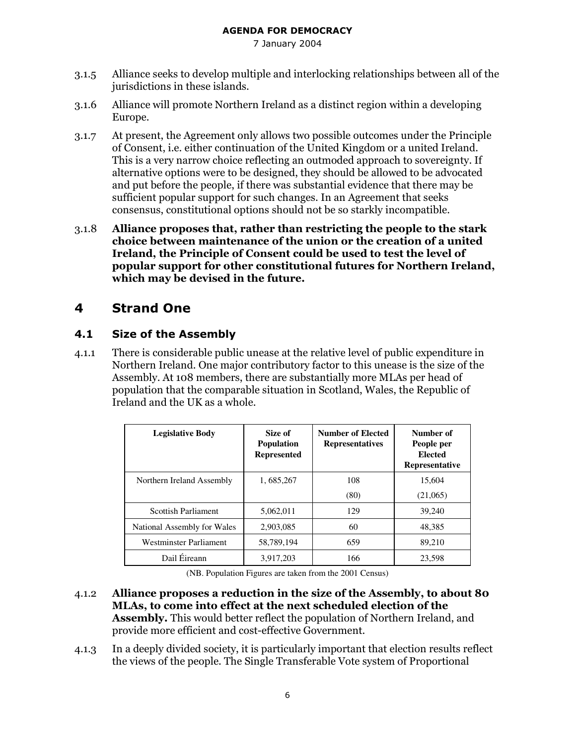3.1.5 Alliance seeks to develop multiple and interlocking relationships between all of the jurisdictions in these islands.

3.1.6 Alliance will promote Northern Ireland as a distinct region within a developing Europe.

3.1.7 At present, the Agreement only allows two possible outcomes under the Principle of Consent, i.e. either continuation of the United Kingdom or a united Ireland. This is a very narrow choice reflecting an outmoded approach to sovereignty. If alternative options were to be designed, they should be allowed to be advocated and put before the people, if there was substantial evidence that there may be sufficient popular support for such changes. In an Agreement that seeks consensus, constitutional options should not be so starkly incompatible.

3.1.8 **Alliance proposes that, rather than restricting the people to the stark choice between maintenance of the union or the creation of a united Ireland, the Principle of Consent could be used to test the level of popular support for other constitutional futures for Northern Ireland, which may be devised in the future.**

# 4 Strand One

## 4.1 Size of the Assembly

4.1.1 There is considerable public unease at the relative level of public expenditure in Northern Ireland. One major contributory factor to this unease is the size of the Assembly. At 108 members, there are substantially more MLAs per head of population that the comparable situation in Scotland, Wales, the Republic of Ireland and the UK as a whole.

| Legislative Body | Size of Population Represented | Number of Elected Representatives | Number of People per Elected Representative |
|---|---|---|---|
| Northern Ireland Assembly | 1, 685,267 | 108<br>(80) | 15,604<br>(21,065) |
| Scottish Parliament | 5,062,011 | 129 | 39,240 |
| National Assembly for Wales | 2,903,085 | 60 | 48,385 |
| Westminster Parliament | 58,789,194 | 659 | 89,210 |
| Dail Éireann | 3,917,203 | 166 | 23,598 |

(NB. Population Figures are taken from the 2001 Census)

4.1.2 **Alliance proposes a reduction in the size of the Assembly, to about 80 MLAs, to come into effect at the next scheduled election of the Assembly.** This would better reflect the population of Northern Ireland, and provide more efficient and cost-effective Government.

4.1.3 In a deeply divided society, it is particularly important that election results reflect the views of the people. The Single Transferable Vote system of Proportional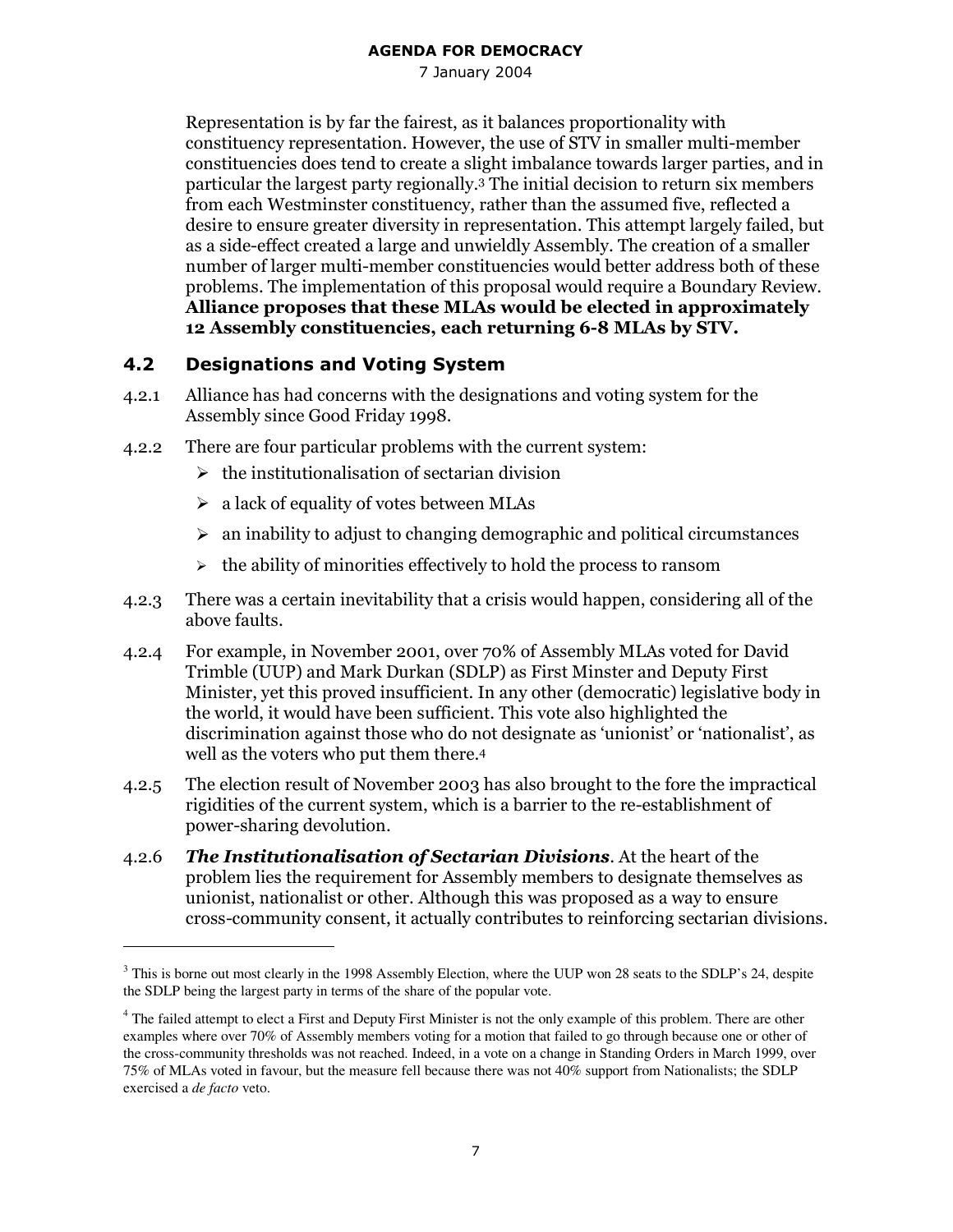Representation is by far the fairest, as it balances proportionality with constituency representation. However, the use of STV in smaller multi-member constituencies does tend to create a slight imbalance towards larger parties, and in particular the largest party regionally.[3] The initial decision to return six members from each Westminster constituency, rather than the assumed five, reflected a desire to ensure greater diversity in representation. This attempt largely failed, but as a side-effect created a large and unwieldly Assembly. The creation of a smaller number of larger multi-member constituencies would better address both of these problems. The implementation of this proposal would require a Boundary Review. **Alliance proposes that these MLAs would be elected in approximately 12 Assembly constituencies, each returning 6-8 MLAs by STV.**

## 4.2 Designations and Voting System

4.2.1 Alliance has had concerns with the designations and voting system for the Assembly since Good Friday 1998.

4.2.2 There are four particular problems with the current system:

- the institutionalisation of sectarian division
- a lack of equality of votes between MLAs
- an inability to adjust to changing demographic and political circumstances
- the ability of minorities effectively to hold the process to ransom

4.2.3 There was a certain inevitability that a crisis would happen, considering all of the above faults.

4.2.4 For example, in November 2001, over 70% of Assembly MLAs voted for David Trimble (UUP) and Mark Durkan (SDLP) as First Minster and Deputy First Minister, yet this proved insufficient. In any other (democratic) legislative body in the world, it would have been sufficient. This vote also highlighted the discrimination against those who do not designate as 'unionist' or 'nationalist', as well as the voters who put them there.[4]

4.2.5 The election result of November 2003 has also brought to the fore the impractical rigidities of the current system, which is a barrier to the re-establishment of power-sharing devolution.

4.2.6 ***The Institutionalisation of Sectarian Divisions***. At the heart of the problem lies the requirement for Assembly members to designate themselves as unionist, nationalist or other. Although this was proposed as a way to ensure cross-community consent, it actually contributes to reinforcing sectarian divisions.

---

[3] This is borne out most clearly in the 1998 Assembly Election, where the UUP won 28 seats to the SDLP's 24, despite the SDLP being the largest party in terms of the share of the popular vote.

[4] The failed attempt to elect a First and Deputy First Minister is not the only example of this problem. There are other examples where over 70% of Assembly members voting for a motion that failed to go through because one or other of the cross-community thresholds was not reached. Indeed, in a vote on a change in Standing Orders in March 1999, over 75% of MLAs voted in favour, but the measure fell because there was not 40% support from Nationalists; the SDLP exercised a *de facto* veto.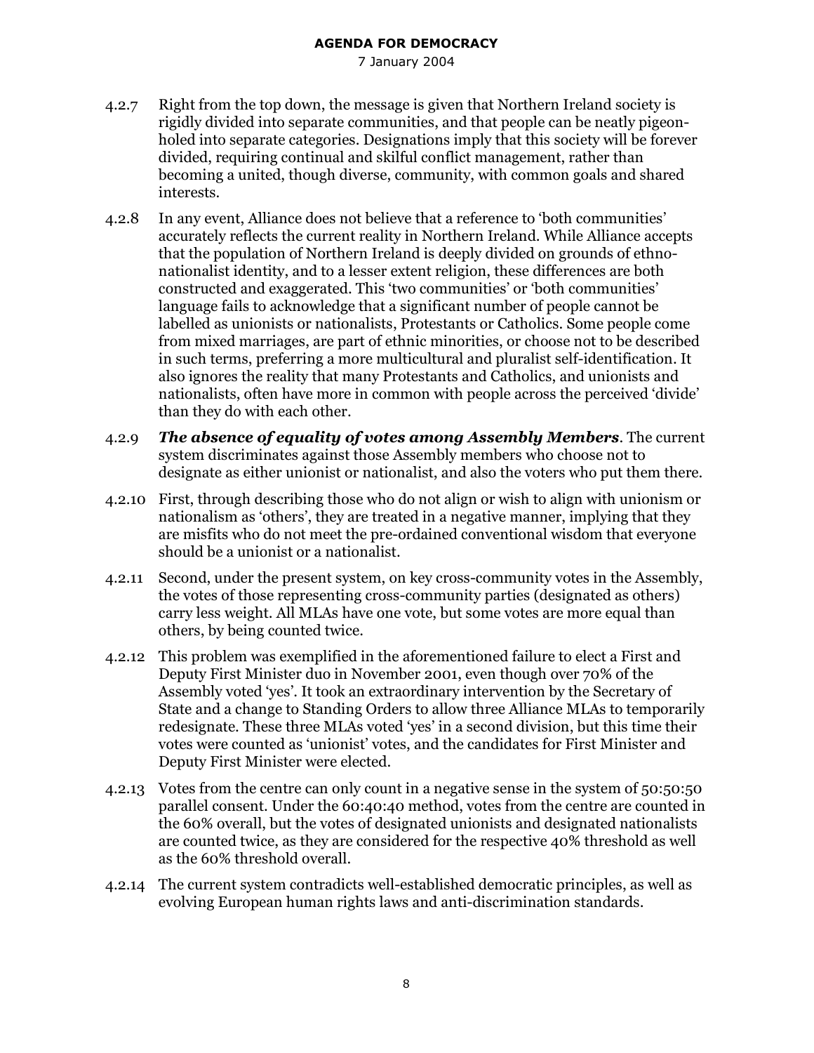4.2.7 Right from the top down, the message is given that Northern Ireland society is rigidly divided into separate communities, and that people can be neatly pigeon-holed into separate categories. Designations imply that this society will be forever divided, requiring continual and skilful conflict management, rather than becoming a united, though diverse, community, with common goals and shared interests.

4.2.8 In any event, Alliance does not believe that a reference to 'both communities' accurately reflects the current reality in Northern Ireland. While Alliance accepts that the population of Northern Ireland is deeply divided on grounds of ethno-nationalist identity, and to a lesser extent religion, these differences are both constructed and exaggerated. This 'two communities' or 'both communities' language fails to acknowledge that a significant number of people cannot be labelled as unionists or nationalists, Protestants or Catholics. Some people come from mixed marriages, are part of ethnic minorities, or choose not to be described in such terms, preferring a more multicultural and pluralist self-identification. It also ignores the reality that many Protestants and Catholics, and unionists and nationalists, often have more in common with people across the perceived 'divide' than they do with each other.

4.2.9 ***The absence of equality of votes among Assembly Members***. The current system discriminates against those Assembly members who choose not to designate as either unionist or nationalist, and also the voters who put them there.

4.2.10 First, through describing those who do not align or wish to align with unionism or nationalism as 'others', they are treated in a negative manner, implying that they are misfits who do not meet the pre-ordained conventional wisdom that everyone should be a unionist or a nationalist.

4.2.11 Second, under the present system, on key cross-community votes in the Assembly, the votes of those representing cross-community parties (designated as others) carry less weight. All MLAs have one vote, but some votes are more equal than others, by being counted twice.

4.2.12 This problem was exemplified in the aforementioned failure to elect a First and Deputy First Minister duo in November 2001, even though over 70% of the Assembly voted 'yes'. It took an extraordinary intervention by the Secretary of State and a change to Standing Orders to allow three Alliance MLAs to temporarily redesignate. These three MLAs voted 'yes' in a second division, but this time their votes were counted as 'unionist' votes, and the candidates for First Minister and Deputy First Minister were elected.

4.2.13 Votes from the centre can only count in a negative sense in the system of 50:50:50 parallel consent. Under the 60:40:40 method, votes from the centre are counted in the 60% overall, but the votes of designated unionists and designated nationalists are counted twice, as they are considered for the respective 40% threshold as well as the 60% threshold overall.

4.2.14 The current system contradicts well-established democratic principles, as well as evolving European human rights laws and anti-discrimination standards.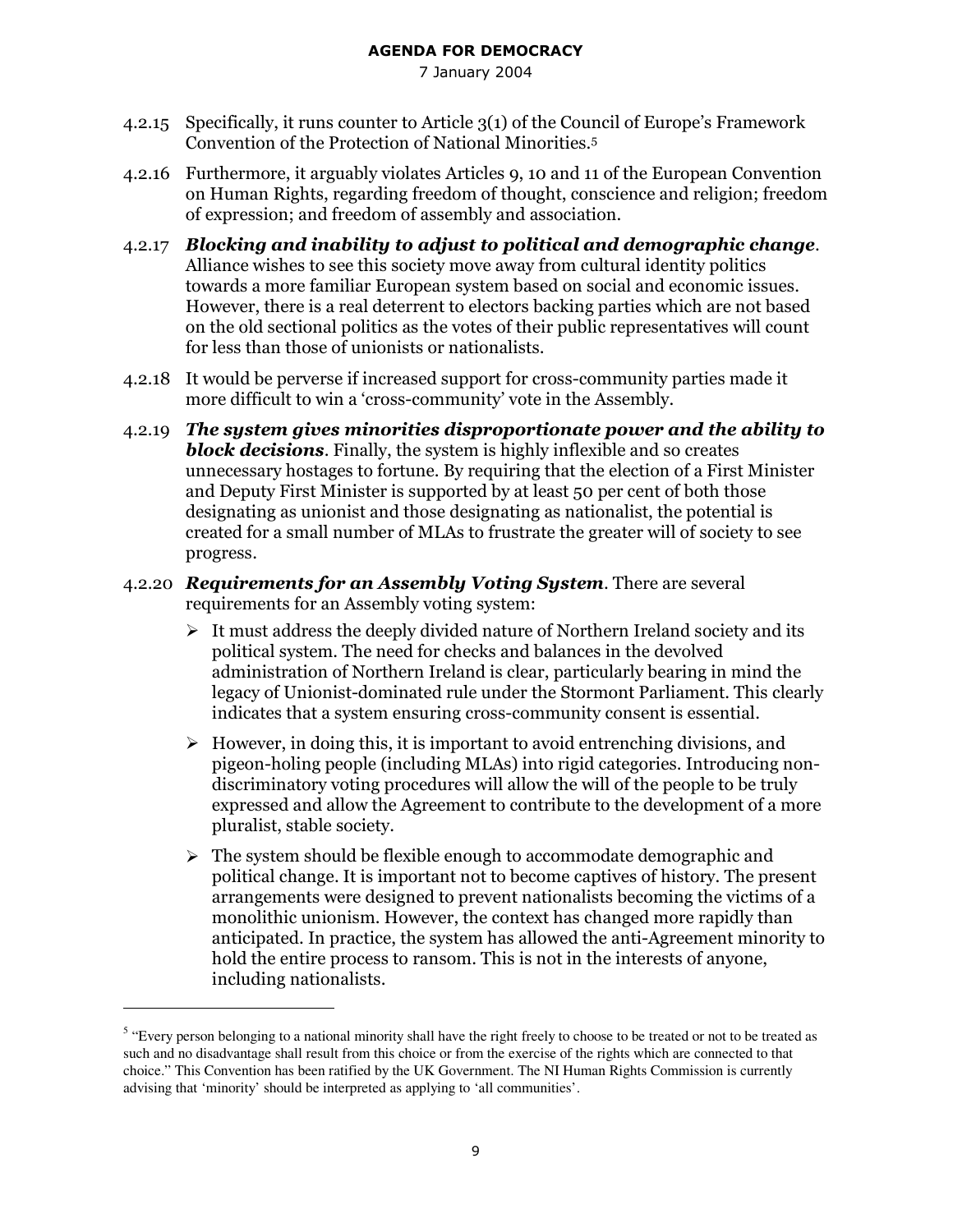4.2.15 Specifically, it runs counter to Article 3(1) of the Council of Europe's Framework Convention of the Protection of National Minorities.[5]

4.2.16 Furthermore, it arguably violates Articles 9, 10 and 11 of the European Convention on Human Rights, regarding freedom of thought, conscience and religion; freedom of expression; and freedom of assembly and association.

4.2.17 ***Blocking and inability to adjust to political and demographic change***. Alliance wishes to see this society move away from cultural identity politics towards a more familiar European system based on social and economic issues. However, there is a real deterrent to electors backing parties which are not based on the old sectional politics as the votes of their public representatives will count for less than those of unionists or nationalists.

4.2.18 It would be perverse if increased support for cross-community parties made it more difficult to win a 'cross-community' vote in the Assembly.

4.2.19 ***The system gives minorities disproportionate power and the ability to block decisions***. Finally, the system is highly inflexible and so creates unnecessary hostages to fortune. By requiring that the election of a First Minister and Deputy First Minister is supported by at least 50 per cent of both those designating as unionist and those designating as nationalist, the potential is created for a small number of MLAs to frustrate the greater will of society to see progress.

4.2.20 ***Requirements for an Assembly Voting System***. There are several requirements for an Assembly voting system:

- It must address the deeply divided nature of Northern Ireland society and its political system. The need for checks and balances in the devolved administration of Northern Ireland is clear, particularly bearing in mind the legacy of Unionist-dominated rule under the Stormont Parliament. This clearly indicates that a system ensuring cross-community consent is essential.
- However, in doing this, it is important to avoid entrenching divisions, and pigeon-holing people (including MLAs) into rigid categories. Introducing non-discriminatory voting procedures will allow the will of the people to be truly expressed and allow the Agreement to contribute to the development of a more pluralist, stable society.
- The system should be flexible enough to accommodate demographic and political change. It is important not to become captives of history. The present arrangements were designed to prevent nationalists becoming the victims of a monolithic unionism. However, the context has changed more rapidly than anticipated. In practice, the system has allowed the anti-Agreement minority to hold the entire process to ransom. This is not in the interests of anyone, including nationalists.

---

[5] "Every person belonging to a national minority shall have the right freely to choose to be treated or not to be treated as such and no disadvantage shall result from this choice or from the exercise of the rights which are connected to that choice." This Convention has been ratified by the UK Government. The NI Human Rights Commission is currently advising that 'minority' should be interpreted as applying to 'all communities'.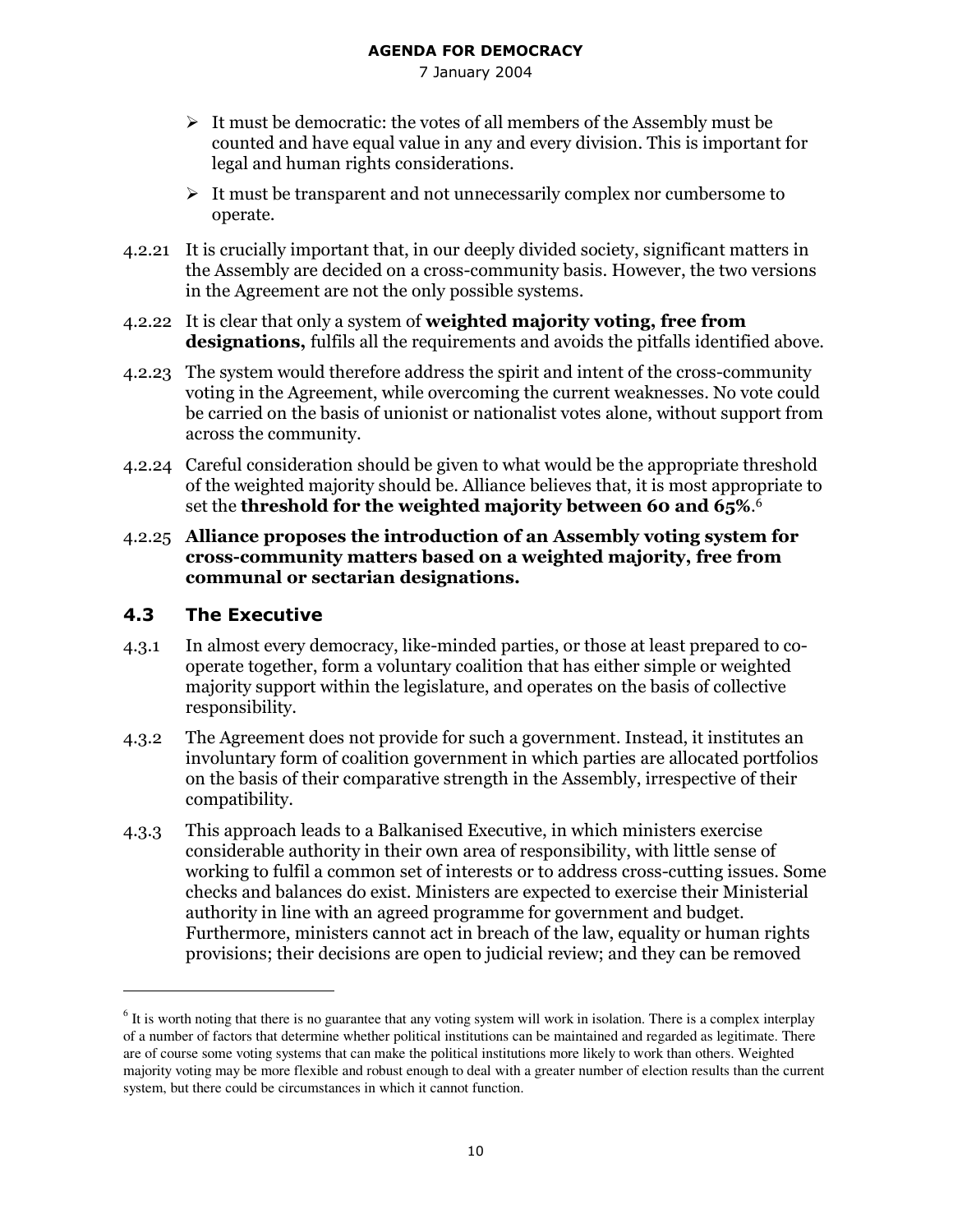- It must be democratic: the votes of all members of the Assembly must be counted and have equal value in any and every division. This is important for legal and human rights considerations.
- It must be transparent and not unnecessarily complex nor cumbersome to operate.

4.2.21 It is crucially important that, in our deeply divided society, significant matters in the Assembly are decided on a cross-community basis. However, the two versions in the Agreement are not the only possible systems.

4.2.22 It is clear that only a system of **weighted majority voting, free from designations,** fulfils all the requirements and avoids the pitfalls identified above.

4.2.23 The system would therefore address the spirit and intent of the cross-community voting in the Agreement, while overcoming the current weaknesses. No vote could be carried on the basis of unionist or nationalist votes alone, without support from across the community.

4.2.24 Careful consideration should be given to what would be the appropriate threshold of the weighted majority should be. Alliance believes that, it is most appropriate to set the **threshold for the weighted majority between 60 and 65%**.[6]

4.2.25 **Alliance proposes the introduction of an Assembly voting system for cross-community matters based on a weighted majority, free from communal or sectarian designations.**

## 4.3 The Executive

4.3.1 In almost every democracy, like-minded parties, or those at least prepared to co-operate together, form a voluntary coalition that has either simple or weighted majority support within the legislature, and operates on the basis of collective responsibility.

4.3.2 The Agreement does not provide for such a government. Instead, it institutes an involuntary form of coalition government in which parties are allocated portfolios on the basis of their comparative strength in the Assembly, irrespective of their compatibility.

4.3.3 This approach leads to a Balkanised Executive, in which ministers exercise considerable authority in their own area of responsibility, with little sense of working to fulfil a common set of interests or to address cross-cutting issues. Some checks and balances do exist. Ministers are expected to exercise their Ministerial authority in line with an agreed programme for government and budget. Furthermore, ministers cannot act in breach of the law, equality or human rights provisions; their decisions are open to judicial review; and they can be removed

---

[6] It is worth noting that there is no guarantee that any voting system will work in isolation. There is a complex interplay of a number of factors that determine whether political institutions can be maintained and regarded as legitimate. There are of course some voting systems that can make the political institutions more likely to work than others. Weighted majority voting may be more flexible and robust enough to deal with a greater number of election results than the current system, but there could be circumstances in which it cannot function.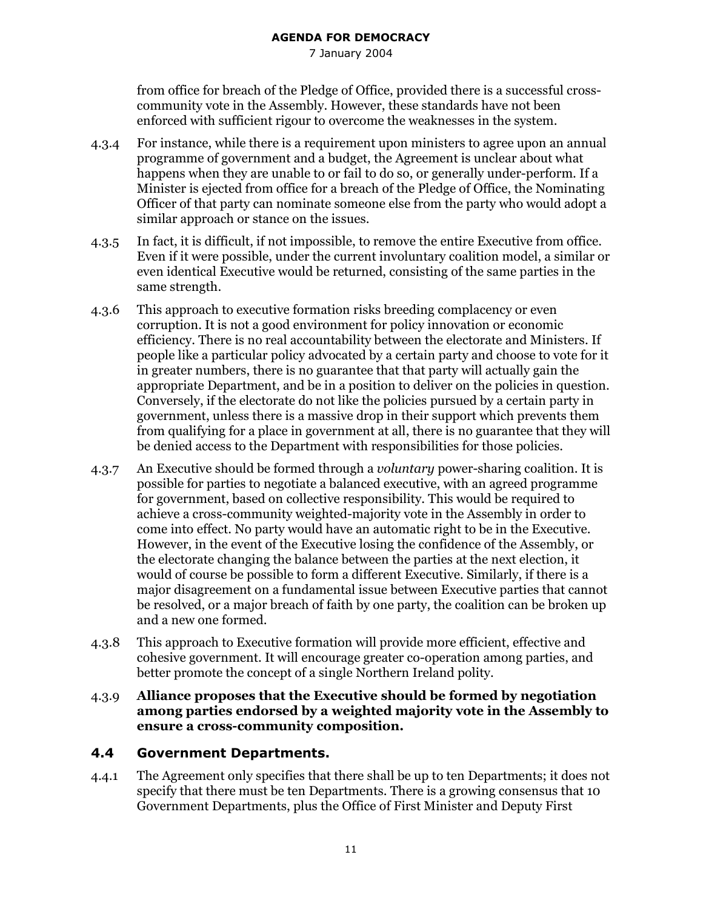from office for breach of the Pledge of Office, provided there is a successful cross-community vote in the Assembly. However, these standards have not been enforced with sufficient rigour to overcome the weaknesses in the system.

4.3.4 For instance, while there is a requirement upon ministers to agree upon an annual programme of government and a budget, the Agreement is unclear about what happens when they are unable to or fail to do so, or generally under-perform. If a Minister is ejected from office for a breach of the Pledge of Office, the Nominating Officer of that party can nominate someone else from the party who would adopt a similar approach or stance on the issues.

4.3.5 In fact, it is difficult, if not impossible, to remove the entire Executive from office. Even if it were possible, under the current involuntary coalition model, a similar or even identical Executive would be returned, consisting of the same parties in the same strength.

4.3.6 This approach to executive formation risks breeding complacency or even corruption. It is not a good environment for policy innovation or economic efficiency. There is no real accountability between the electorate and Ministers. If people like a particular policy advocated by a certain party and choose to vote for it in greater numbers, there is no guarantee that that party will actually gain the appropriate Department, and be in a position to deliver on the policies in question. Conversely, if the electorate do not like the policies pursued by a certain party in government, unless there is a massive drop in their support which prevents them from qualifying for a place in government at all, there is no guarantee that they will be denied access to the Department with responsibilities for those policies.

4.3.7 An Executive should be formed through a *voluntary* power-sharing coalition. It is possible for parties to negotiate a balanced executive, with an agreed programme for government, based on collective responsibility. This would be required to achieve a cross-community weighted-majority vote in the Assembly in order to come into effect. No party would have an automatic right to be in the Executive. However, in the event of the Executive losing the confidence of the Assembly, or the electorate changing the balance between the parties at the next election, it would of course be possible to form a different Executive. Similarly, if there is a major disagreement on a fundamental issue between Executive parties that cannot be resolved, or a major breach of faith by one party, the coalition can be broken up and a new one formed.

4.3.8 This approach to Executive formation will provide more efficient, effective and cohesive government. It will encourage greater co-operation among parties, and better promote the concept of a single Northern Ireland polity.

4.3.9 **Alliance proposes that the Executive should be formed by negotiation among parties endorsed by a weighted majority vote in the Assembly to ensure a cross-community composition.**

### 4.4 Government Departments.

4.4.1 The Agreement only specifies that there shall be up to ten Departments; it does not specify that there must be ten Departments. There is a growing consensus that 10 Government Departments, plus the Office of First Minister and Deputy First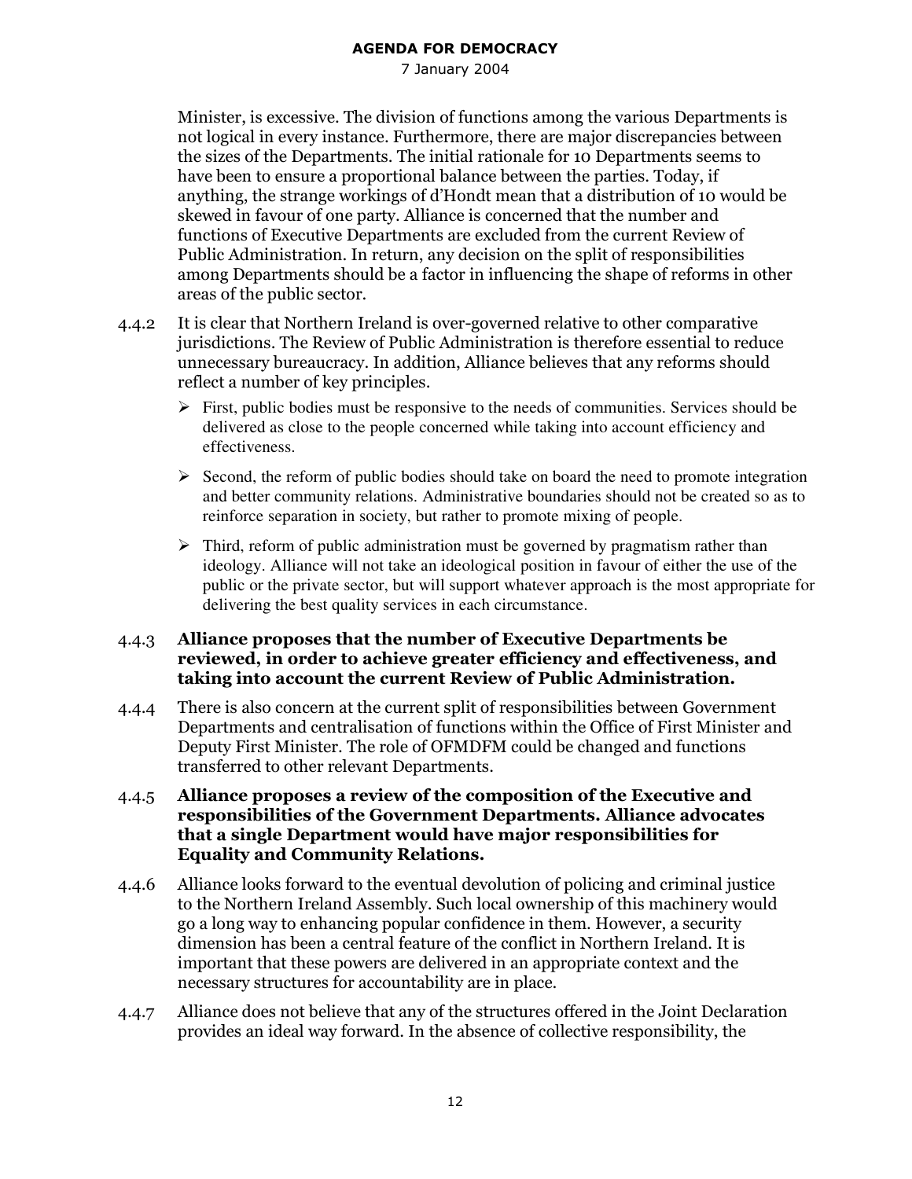Minister, is excessive. The division of functions among the various Departments is not logical in every instance. Furthermore, there are major discrepancies between the sizes of the Departments. The initial rationale for 10 Departments seems to have been to ensure a proportional balance between the parties. Today, if anything, the strange workings of d'Hondt mean that a distribution of 10 would be skewed in favour of one party. Alliance is concerned that the number and functions of Executive Departments are excluded from the current Review of Public Administration. In return, any decision on the split of responsibilities among Departments should be a factor in influencing the shape of reforms in other areas of the public sector.

4.4.2 It is clear that Northern Ireland is over-governed relative to other comparative jurisdictions. The Review of Public Administration is therefore essential to reduce unnecessary bureaucracy. In addition, Alliance believes that any reforms should reflect a number of key principles.

- First, public bodies must be responsive to the needs of communities. Services should be delivered as close to the people concerned while taking into account efficiency and effectiveness.
- Second, the reform of public bodies should take on board the need to promote integration and better community relations. Administrative boundaries should not be created so as to reinforce separation in society, but rather to promote mixing of people.
- Third, reform of public administration must be governed by pragmatism rather than ideology. Alliance will not take an ideological position in favour of either the use of the public or the private sector, but will support whatever approach is the most appropriate for delivering the best quality services in each circumstance.

4.4.3 **Alliance proposes that the number of Executive Departments be reviewed, in order to achieve greater efficiency and effectiveness, and taking into account the current Review of Public Administration.**

4.4.4 There is also concern at the current split of responsibilities between Government Departments and centralisation of functions within the Office of First Minister and Deputy First Minister. The role of OFMDFM could be changed and functions transferred to other relevant Departments.

4.4.5 **Alliance proposes a review of the composition of the Executive and responsibilities of the Government Departments. Alliance advocates that a single Department would have major responsibilities for Equality and Community Relations.**

4.4.6 Alliance looks forward to the eventual devolution of policing and criminal justice to the Northern Ireland Assembly. Such local ownership of this machinery would go a long way to enhancing popular confidence in them. However, a security dimension has been a central feature of the conflict in Northern Ireland. It is important that these powers are delivered in an appropriate context and the necessary structures for accountability are in place.

4.4.7 Alliance does not believe that any of the structures offered in the Joint Declaration provides an ideal way forward. In the absence of collective responsibility, the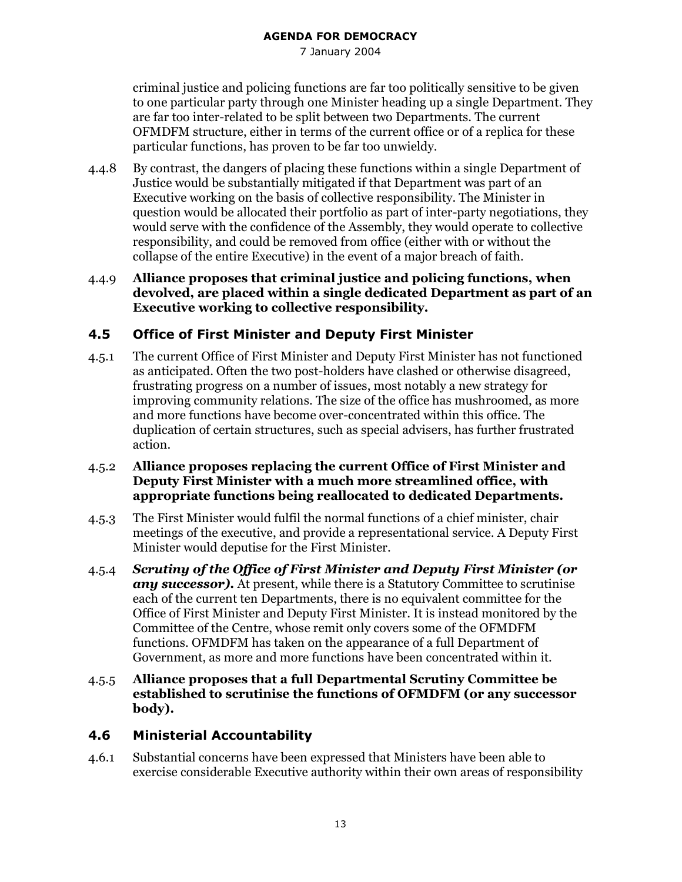criminal justice and policing functions are far too politically sensitive to be given to one particular party through one Minister heading up a single Department. They are far too inter-related to be split between two Departments. The current OFMDFM structure, either in terms of the current office or of a replica for these particular functions, has proven to be far too unwieldy.

4.4.8 By contrast, the dangers of placing these functions within a single Department of Justice would be substantially mitigated if that Department was part of an Executive working on the basis of collective responsibility. The Minister in question would be allocated their portfolio as part of inter-party negotiations, they would serve with the confidence of the Assembly, they would operate to collective responsibility, and could be removed from office (either with or without the collapse of the entire Executive) in the event of a major breach of faith.

4.4.9 **Alliance proposes that criminal justice and policing functions, when devolved, are placed within a single dedicated Department as part of an Executive working to collective responsibility.**

## 4.5 Office of First Minister and Deputy First Minister

4.5.1 The current Office of First Minister and Deputy First Minister has not functioned as anticipated. Often the two post-holders have clashed or otherwise disagreed, frustrating progress on a number of issues, most notably a new strategy for improving community relations. The size of the office has mushroomed, as more and more functions have become over-concentrated within this office. The duplication of certain structures, such as special advisers, has further frustrated action.

4.5.2 **Alliance proposes replacing the current Office of First Minister and Deputy First Minister with a much more streamlined office, with appropriate functions being reallocated to dedicated Departments.**

4.5.3 The First Minister would fulfil the normal functions of a chief minister, chair meetings of the executive, and provide a representational service. A Deputy First Minister would deputise for the First Minister.

4.5.4 ***Scrutiny of the Office of First Minister and Deputy First Minister (or any successor).*** At present, while there is a Statutory Committee to scrutinise each of the current ten Departments, there is no equivalent committee for the Office of First Minister and Deputy First Minister. It is instead monitored by the Committee of the Centre, whose remit only covers some of the OFMDFM functions. OFMDFM has taken on the appearance of a full Department of Government, as more and more functions have been concentrated within it.

4.5.5 **Alliance proposes that a full Departmental Scrutiny Committee be established to scrutinise the functions of OFMDFM (or any successor body).**

## 4.6 Ministerial Accountability

4.6.1 Substantial concerns have been expressed that Ministers have been able to exercise considerable Executive authority within their own areas of responsibility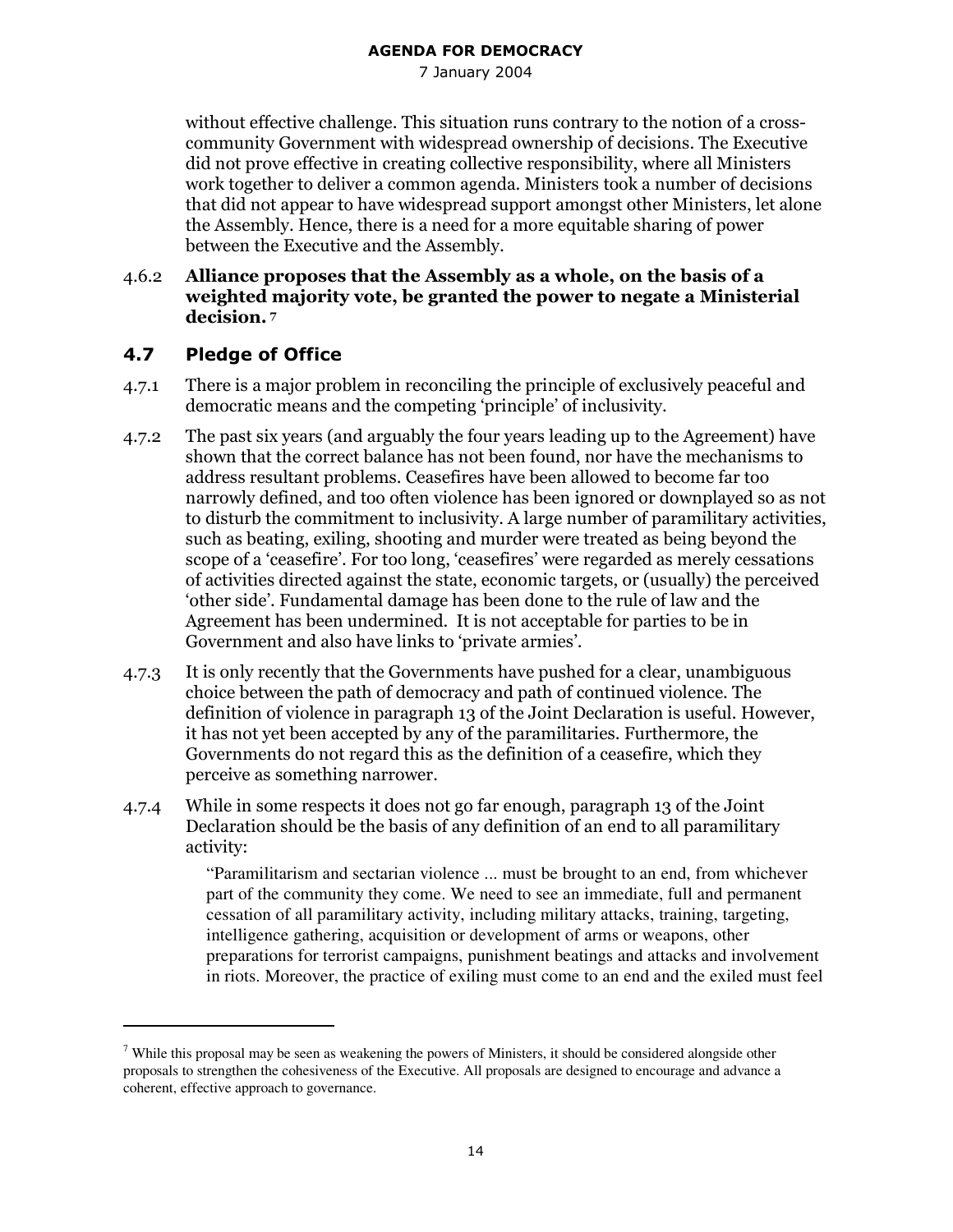without effective challenge. This situation runs contrary to the notion of a cross-community Government with widespread ownership of decisions. The Executive did not prove effective in creating collective responsibility, where all Ministers work together to deliver a common agenda. Ministers took a number of decisions that did not appear to have widespread support amongst other Ministers, let alone the Assembly. Hence, there is a need for a more equitable sharing of power between the Executive and the Assembly.

4.6.2 **Alliance proposes that the Assembly as a whole, on the basis of a weighted majority vote, be granted the power to negate a Ministerial decision.** [7]

## 4.7 Pledge of Office

4.7.1 There is a major problem in reconciling the principle of exclusively peaceful and democratic means and the competing 'principle' of inclusivity.

4.7.2 The past six years (and arguably the four years leading up to the Agreement) have shown that the correct balance has not been found, nor have the mechanisms to address resultant problems. Ceasefires have been allowed to become far too narrowly defined, and too often violence has been ignored or downplayed so as not to disturb the commitment to inclusivity. A large number of paramilitary activities, such as beating, exiling, shooting and murder were treated as being beyond the scope of a 'ceasefire'. For too long, 'ceasefires' were regarded as merely cessations of activities directed against the state, economic targets, or (usually) the perceived 'other side'. Fundamental damage has been done to the rule of law and the Agreement has been undermined. It is not acceptable for parties to be in Government and also have links to 'private armies'.

4.7.3 It is only recently that the Governments have pushed for a clear, unambiguous choice between the path of democracy and path of continued violence. The definition of violence in paragraph 13 of the Joint Declaration is useful. However, it has not yet been accepted by any of the paramilitaries. Furthermore, the Governments do not regard this as the definition of a ceasefire, which they perceive as something narrower.

4.7.4 While in some respects it does not go far enough, paragraph 13 of the Joint Declaration should be the basis of any definition of an end to all paramilitary activity:

> "Paramilitarism and sectarian violence ... must be brought to an end, from whichever part of the community they come. We need to see an immediate, full and permanent cessation of all paramilitary activity, including military attacks, training, targeting, intelligence gathering, acquisition or development of arms or weapons, other preparations for terrorist campaigns, punishment beatings and attacks and involvement in riots. Moreover, the practice of exiling must come to an end and the exiled must feel

---

[7] While this proposal may be seen as weakening the powers of Ministers, it should be considered alongside other proposals to strengthen the cohesiveness of the Executive. All proposals are designed to encourage and advance a coherent, effective approach to governance.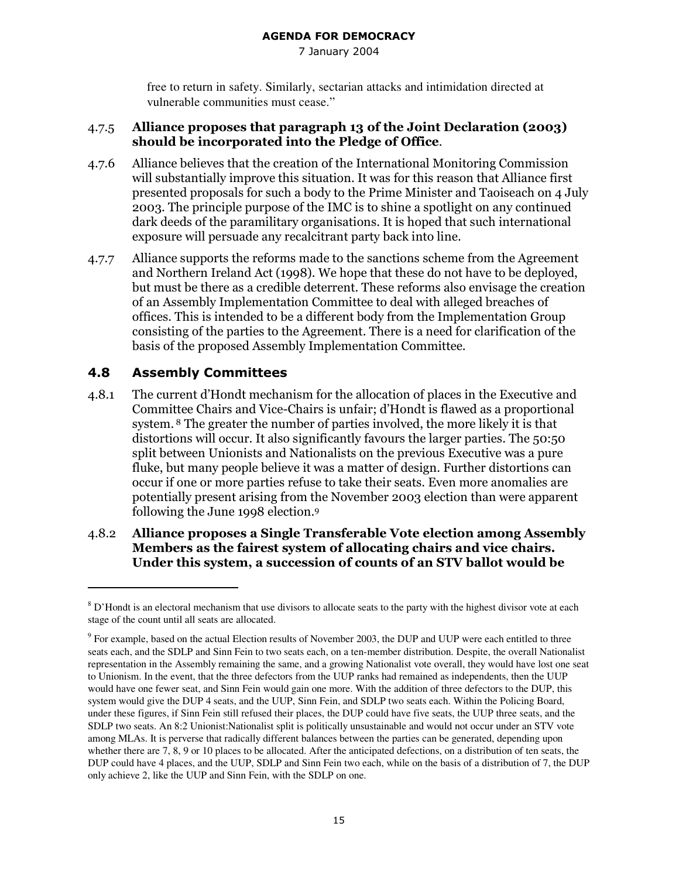free to return in safety. Similarly, sectarian attacks and intimidation directed at vulnerable communities must cease."

4.7.5 **Alliance proposes that paragraph 13 of the Joint Declaration (2003) should be incorporated into the Pledge of Office**.

4.7.6 Alliance believes that the creation of the International Monitoring Commission will substantially improve this situation. It was for this reason that Alliance first presented proposals for such a body to the Prime Minister and Taoiseach on 4 July 2003. The principle purpose of the IMC is to shine a spotlight on any continued dark deeds of the paramilitary organisations. It is hoped that such international exposure will persuade any recalcitrant party back into line.

4.7.7 Alliance supports the reforms made to the sanctions scheme from the Agreement and Northern Ireland Act (1998). We hope that these do not have to be deployed, but must be there as a credible deterrent. These reforms also envisage the creation of an Assembly Implementation Committee to deal with alleged breaches of offices. This is intended to be a different body from the Implementation Group consisting of the parties to the Agreement. There is a need for clarification of the basis of the proposed Assembly Implementation Committee.

## 4.8 Assembly Committees

4.8.1 The current d'Hondt mechanism for the allocation of places in the Executive and Committee Chairs and Vice-Chairs is unfair; d'Hondt is flawed as a proportional system.[8] The greater the number of parties involved, the more likely it is that distortions will occur. It also significantly favours the larger parties. The 50:50 split between Unionists and Nationalists on the previous Executive was a pure fluke, but many people believe it was a matter of design. Further distortions can occur if one or more parties refuse to take their seats. Even more anomalies are potentially present arising from the November 2003 election than were apparent following the June 1998 election.[9]

4.8.2 **Alliance proposes a Single Transferable Vote election among Assembly Members as the fairest system of allocating chairs and vice chairs. Under this system, a succession of counts of an STV ballot would be**

---

[8] D'Hondt is an electoral mechanism that use divisors to allocate seats to the party with the highest divisor vote at each stage of the count until all seats are allocated.

[9] For example, based on the actual Election results of November 2003, the DUP and UUP were each entitled to three seats each, and the SDLP and Sinn Fein to two seats each, on a ten-member distribution. Despite, the overall Nationalist representation in the Assembly remaining the same, and a growing Nationalist vote overall, they would have lost one seat to Unionism. In the event, that the three defectors from the UUP ranks had remained as independents, then the UUP would have one fewer seat, and Sinn Fein would gain one more. With the addition of three defectors to the DUP, this system would give the DUP 4 seats, and the UUP, Sinn Fein, and SDLP two seats each. Within the Policing Board, under these figures, if Sinn Fein still refused their places, the DUP could have five seats, the UUP three seats, and the SDLP two seats. An 8:2 Unionist:Nationalist split is politically unsustainable and would not occur under an STV vote among MLAs. It is perverse that radically different balances between the parties can be generated, depending upon whether there are 7, 8, 9 or 10 places to be allocated. After the anticipated defections, on a distribution of ten seats, the DUP could have 4 places, and the UUP, SDLP and Sinn Fein two each, while on the basis of a distribution of 7, the DUP only achieve 2, like the UUP and Sinn Fein, with the SDLP on one.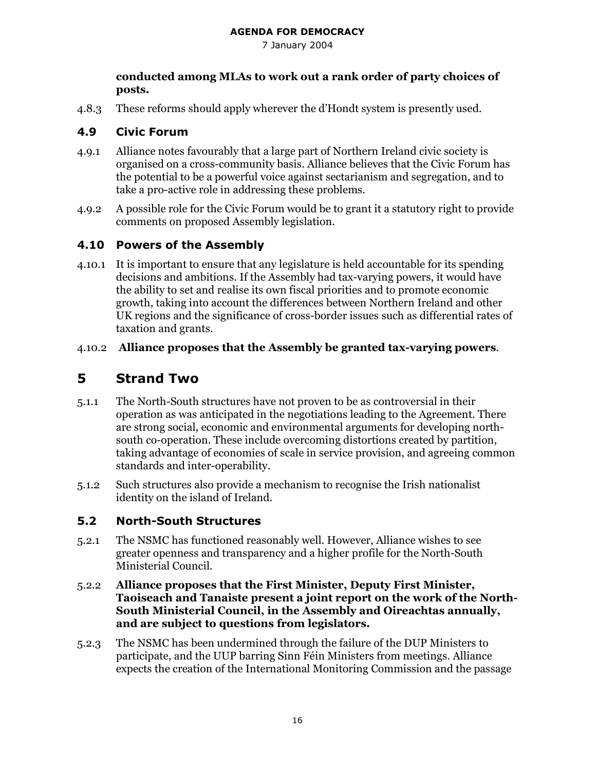**conducted among MLAs to work out a rank order of party choices of posts.**

4.8.3 These reforms should apply wherever the d'Hondt system is presently used.

### 4.9 Civic Forum

4.9.1 Alliance notes favourably that a large part of Northern Ireland civic society is organised on a cross-community basis. Alliance believes that the Civic Forum has the potential to be a powerful voice against sectarianism and segregation, and to take a pro-active role in addressing these problems.

4.9.2 A possible role for the Civic Forum would be to grant it a statutory right to provide comments on proposed Assembly legislation.

### 4.10 Powers of the Assembly

4.10.1 It is important to ensure that any legislature is held accountable for its spending decisions and ambitions. If the Assembly had tax-varying powers, it would have the ability to set and realise its own fiscal priorities and to promote economic growth, taking into account the differences between Northern Ireland and other UK regions and the significance of cross-border issues such as differential rates of taxation and grants.

4.10.2 **Alliance proposes that the Assembly be granted tax-varying powers**.

## 5 Strand Two

5.1.1 The North-South structures have not proven to be as controversial in their operation as was anticipated in the negotiations leading to the Agreement. There are strong social, economic and environmental arguments for developing north-south co-operation. These include overcoming distortions created by partition, taking advantage of economies of scale in service provision, and agreeing common standards and inter-operability.

5.1.2 Such structures also provide a mechanism to recognise the Irish nationalist identity on the island of Ireland.

### 5.2 North-South Structures

5.2.1 The NSMC has functioned reasonably well. However, Alliance wishes to see greater openness and transparency and a higher profile for the North-South Ministerial Council.

5.2.2 **Alliance proposes that the First Minister, Deputy First Minister, Taoiseach and Tanaiste present a joint report on the work of the North-South Ministerial Council, in the Assembly and Oireachtas annually, and are subject to questions from legislators.**

5.2.3 The NSMC has been undermined through the failure of the DUP Ministers to participate, and the UUP barring Sinn Féin Ministers from meetings. Alliance expects the creation of the International Monitoring Commission and the passage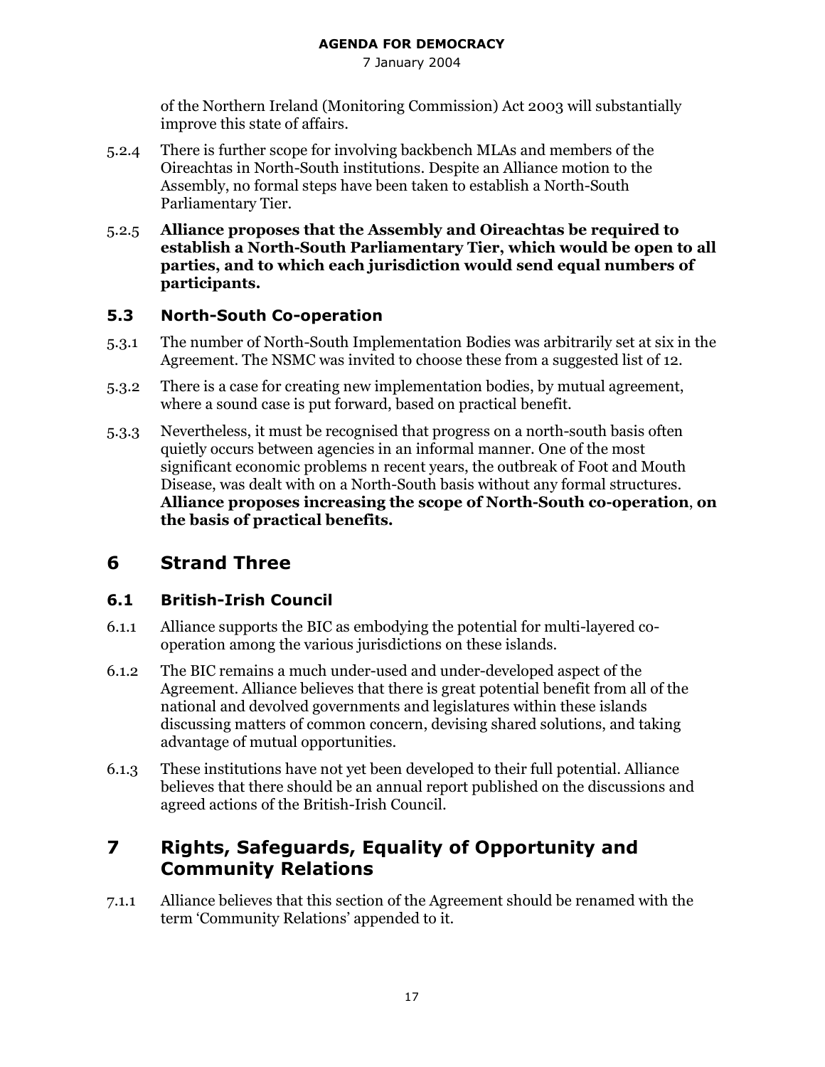of the Northern Ireland (Monitoring Commission) Act 2003 will substantially improve this state of affairs.

5.2.4 There is further scope for involving backbench MLAs and members of the Oireachtas in North-South institutions. Despite an Alliance motion to the Assembly, no formal steps have been taken to establish a North-South Parliamentary Tier.

5.2.5 **Alliance proposes that the Assembly and Oireachtas be required to establish a North-South Parliamentary Tier, which would be open to all parties, and to which each jurisdiction would send equal numbers of participants.**

### 5.3 North-South Co-operation

5.3.1 The number of North-South Implementation Bodies was arbitrarily set at six in the Agreement. The NSMC was invited to choose these from a suggested list of 12.

5.3.2 There is a case for creating new implementation bodies, by mutual agreement, where a sound case is put forward, based on practical benefit.

5.3.3 Nevertheless, it must be recognised that progress on a north-south basis often quietly occurs between agencies in an informal manner. One of the most significant economic problems n recent years, the outbreak of Foot and Mouth Disease, was dealt with on a North-South basis without any formal structures. **Alliance proposes increasing the scope of North-South co-operation**, **on the basis of practical benefits.**

## 6 Strand Three

### 6.1 British-Irish Council

6.1.1 Alliance supports the BIC as embodying the potential for multi-layered co-operation among the various jurisdictions on these islands.

6.1.2 The BIC remains a much under-used and under-developed aspect of the Agreement. Alliance believes that there is great potential benefit from all of the national and devolved governments and legislatures within these islands discussing matters of common concern, devising shared solutions, and taking advantage of mutual opportunities.

6.1.3 These institutions have not yet been developed to their full potential. Alliance believes that there should be an annual report published on the discussions and agreed actions of the British-Irish Council.

## 7 Rights, Safeguards, Equality of Opportunity and Community Relations

7.1.1 Alliance believes that this section of the Agreement should be renamed with the term 'Community Relations' appended to it.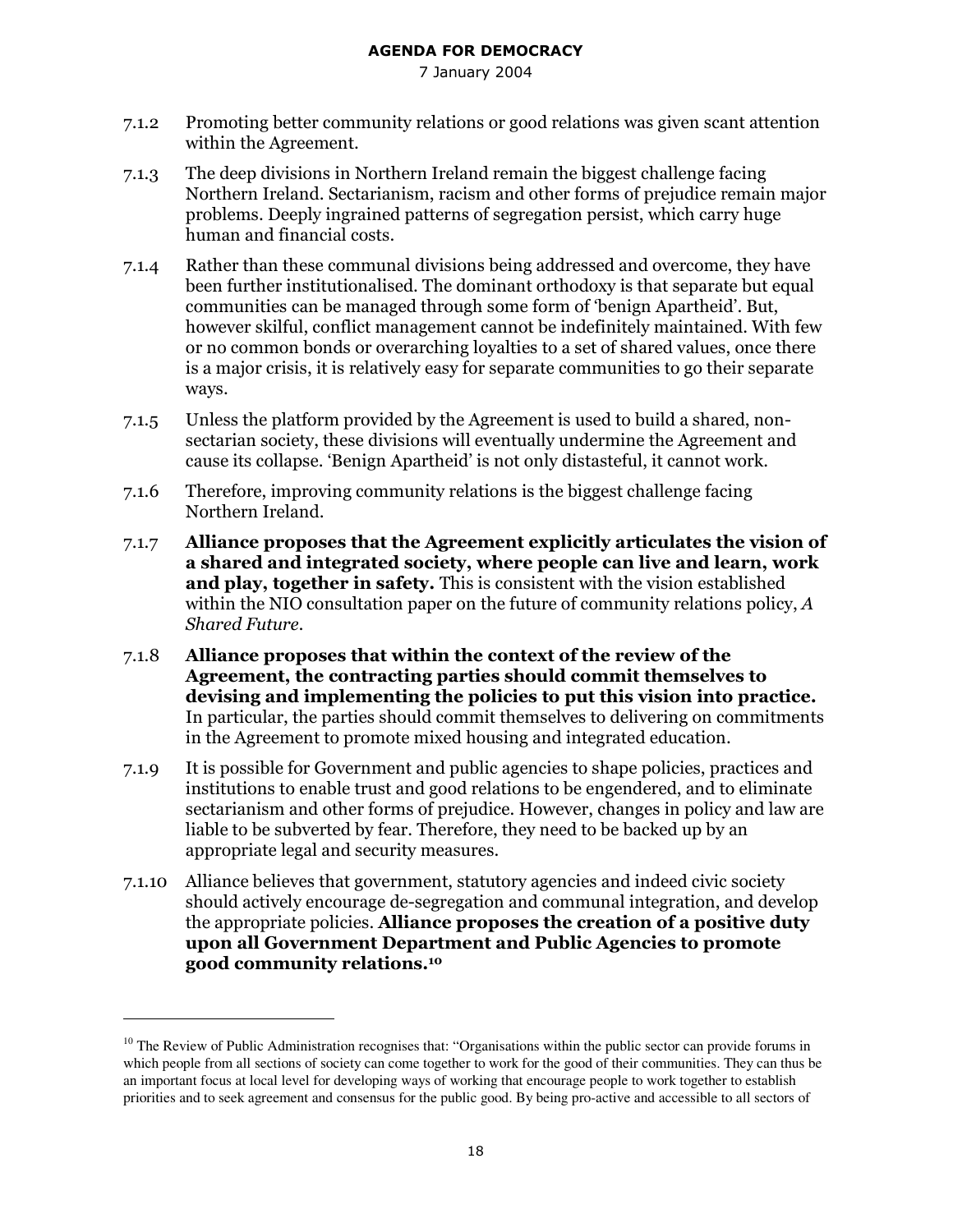7.1.2 Promoting better community relations or good relations was given scant attention within the Agreement.

7.1.3 The deep divisions in Northern Ireland remain the biggest challenge facing Northern Ireland. Sectarianism, racism and other forms of prejudice remain major problems. Deeply ingrained patterns of segregation persist, which carry huge human and financial costs.

7.1.4 Rather than these communal divisions being addressed and overcome, they have been further institutionalised. The dominant orthodoxy is that separate but equal communities can be managed through some form of 'benign Apartheid'. But, however skilful, conflict management cannot be indefinitely maintained. With few or no common bonds or overarching loyalties to a set of shared values, once there is a major crisis, it is relatively easy for separate communities to go their separate ways.

7.1.5 Unless the platform provided by the Agreement is used to build a shared, non-sectarian society, these divisions will eventually undermine the Agreement and cause its collapse. 'Benign Apartheid' is not only distasteful, it cannot work.

7.1.6 Therefore, improving community relations is the biggest challenge facing Northern Ireland.

7.1.7 **Alliance proposes that the Agreement explicitly articulates the vision of a shared and integrated society, where people can live and learn, work and play, together in safety.** This is consistent with the vision established within the NIO consultation paper on the future of community relations policy, *A Shared Future*.

7.1.8 **Alliance proposes that within the context of the review of the Agreement, the contracting parties should commit themselves to devising and implementing the policies to put this vision into practice.** In particular, the parties should commit themselves to delivering on commitments in the Agreement to promote mixed housing and integrated education.

7.1.9 It is possible for Government and public agencies to shape policies, practices and institutions to enable trust and good relations to be engendered, and to eliminate sectarianism and other forms of prejudice. However, changes in policy and law are liable to be subverted by fear. Therefore, they need to be backed up by an appropriate legal and security measures.

7.1.10 Alliance believes that government, statutory agencies and indeed civic society should actively encourage de-segregation and communal integration, and develop the appropriate policies. **Alliance proposes the creation of a positive duty upon all Government Department and Public Agencies to promote good community relations.**[10]

---

[10] The Review of Public Administration recognises that: "Organisations within the public sector can provide forums in which people from all sections of society can come together to work for the good of their communities. They can thus be an important focus at local level for developing ways of working that encourage people to work together to establish priorities and to seek agreement and consensus for the public good. By being pro-active and accessible to all sectors of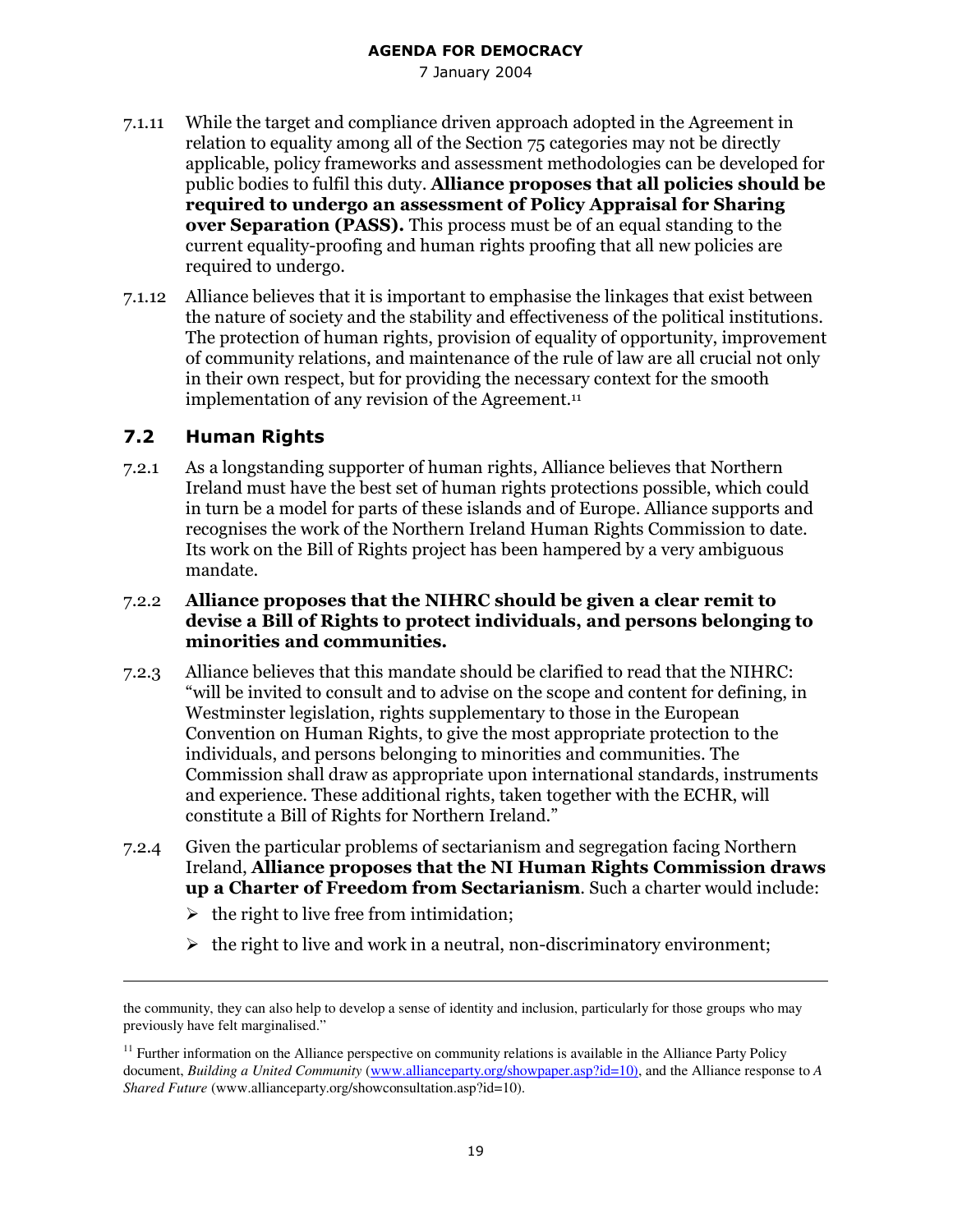7.1.11 While the target and compliance driven approach adopted in the Agreement in relation to equality among all of the Section 75 categories may not be directly applicable, policy frameworks and assessment methodologies can be developed for public bodies to fulfil this duty. **Alliance proposes that all policies should be required to undergo an assessment of Policy Appraisal for Sharing over Separation (PASS).** This process must be of an equal standing to the current equality-proofing and human rights proofing that all new policies are required to undergo.

7.1.12 Alliance believes that it is important to emphasise the linkages that exist between the nature of society and the stability and effectiveness of the political institutions. The protection of human rights, provision of equality of opportunity, improvement of community relations, and maintenance of the rule of law are all crucial not only in their own respect, but for providing the necessary context for the smooth implementation of any revision of the Agreement.[11]

## 7.2 Human Rights

7.2.1 As a longstanding supporter of human rights, Alliance believes that Northern Ireland must have the best set of human rights protections possible, which could in turn be a model for parts of these islands and of Europe. Alliance supports and recognises the work of the Northern Ireland Human Rights Commission to date. Its work on the Bill of Rights project has been hampered by a very ambiguous mandate.

7.2.2 **Alliance proposes that the NIHRC should be given a clear remit to devise a Bill of Rights to protect individuals, and persons belonging to minorities and communities.**

7.2.3 Alliance believes that this mandate should be clarified to read that the NIHRC: "will be invited to consult and to advise on the scope and content for defining, in Westminster legislation, rights supplementary to those in the European Convention on Human Rights, to give the most appropriate protection to the individuals, and persons belonging to minorities and communities. The Commission shall draw as appropriate upon international standards, instruments and experience. These additional rights, taken together with the ECHR, will constitute a Bill of Rights for Northern Ireland."

7.2.4 Given the particular problems of sectarianism and segregation facing Northern Ireland, **Alliance proposes that the NI Human Rights Commission draws up a Charter of Freedom from Sectarianism**. Such a charter would include:

- the right to live free from intimidation;
- the right to live and work in a neutral, non-discriminatory environment;

---

the community, they can also help to develop a sense of identity and inclusion, particularly for those groups who may previously have felt marginalised."

[11] Further information on the Alliance perspective on community relations is available in the Alliance Party Policy document, *Building a United Community* (www.allianceparty.org/showpaper.asp?id=10), and the Alliance response to *A Shared Future* (www.allianceparty.org/showconsultation.asp?id=10).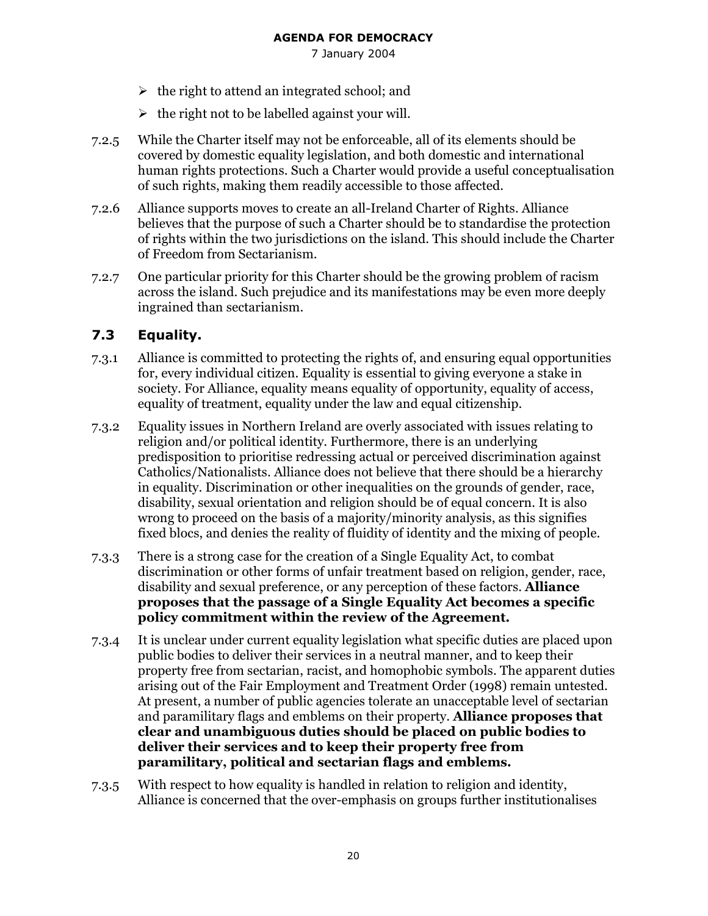- the right to attend an integrated school; and
- the right not to be labelled against your will.

7.2.5 While the Charter itself may not be enforceable, all of its elements should be covered by domestic equality legislation, and both domestic and international human rights protections. Such a Charter would provide a useful conceptualisation of such rights, making them readily accessible to those affected.

7.2.6 Alliance supports moves to create an all-Ireland Charter of Rights. Alliance believes that the purpose of such a Charter should be to standardise the protection of rights within the two jurisdictions on the island. This should include the Charter of Freedom from Sectarianism.

7.2.7 One particular priority for this Charter should be the growing problem of racism across the island. Such prejudice and its manifestations may be even more deeply ingrained than sectarianism.

### 7.3 Equality.

7.3.1 Alliance is committed to protecting the rights of, and ensuring equal opportunities for, every individual citizen. Equality is essential to giving everyone a stake in society. For Alliance, equality means equality of opportunity, equality of access, equality of treatment, equality under the law and equal citizenship.

7.3.2 Equality issues in Northern Ireland are overly associated with issues relating to religion and/or political identity. Furthermore, there is an underlying predisposition to prioritise redressing actual or perceived discrimination against Catholics/Nationalists. Alliance does not believe that there should be a hierarchy in equality. Discrimination or other inequalities on the grounds of gender, race, disability, sexual orientation and religion should be of equal concern. It is also wrong to proceed on the basis of a majority/minority analysis, as this signifies fixed blocs, and denies the reality of fluidity of identity and the mixing of people.

7.3.3 There is a strong case for the creation of a Single Equality Act, to combat discrimination or other forms of unfair treatment based on religion, gender, race, disability and sexual preference, or any perception of these factors. **Alliance proposes that the passage of a Single Equality Act becomes a specific policy commitment within the review of the Agreement.**

7.3.4 It is unclear under current equality legislation what specific duties are placed upon public bodies to deliver their services in a neutral manner, and to keep their property free from sectarian, racist, and homophobic symbols. The apparent duties arising out of the Fair Employment and Treatment Order (1998) remain untested. At present, a number of public agencies tolerate an unacceptable level of sectarian and paramilitary flags and emblems on their property. **Alliance proposes that clear and unambiguous duties should be placed on public bodies to deliver their services and to keep their property free from paramilitary, political and sectarian flags and emblems.**

7.3.5 With respect to how equality is handled in relation to religion and identity, Alliance is concerned that the over-emphasis on groups further institutionalises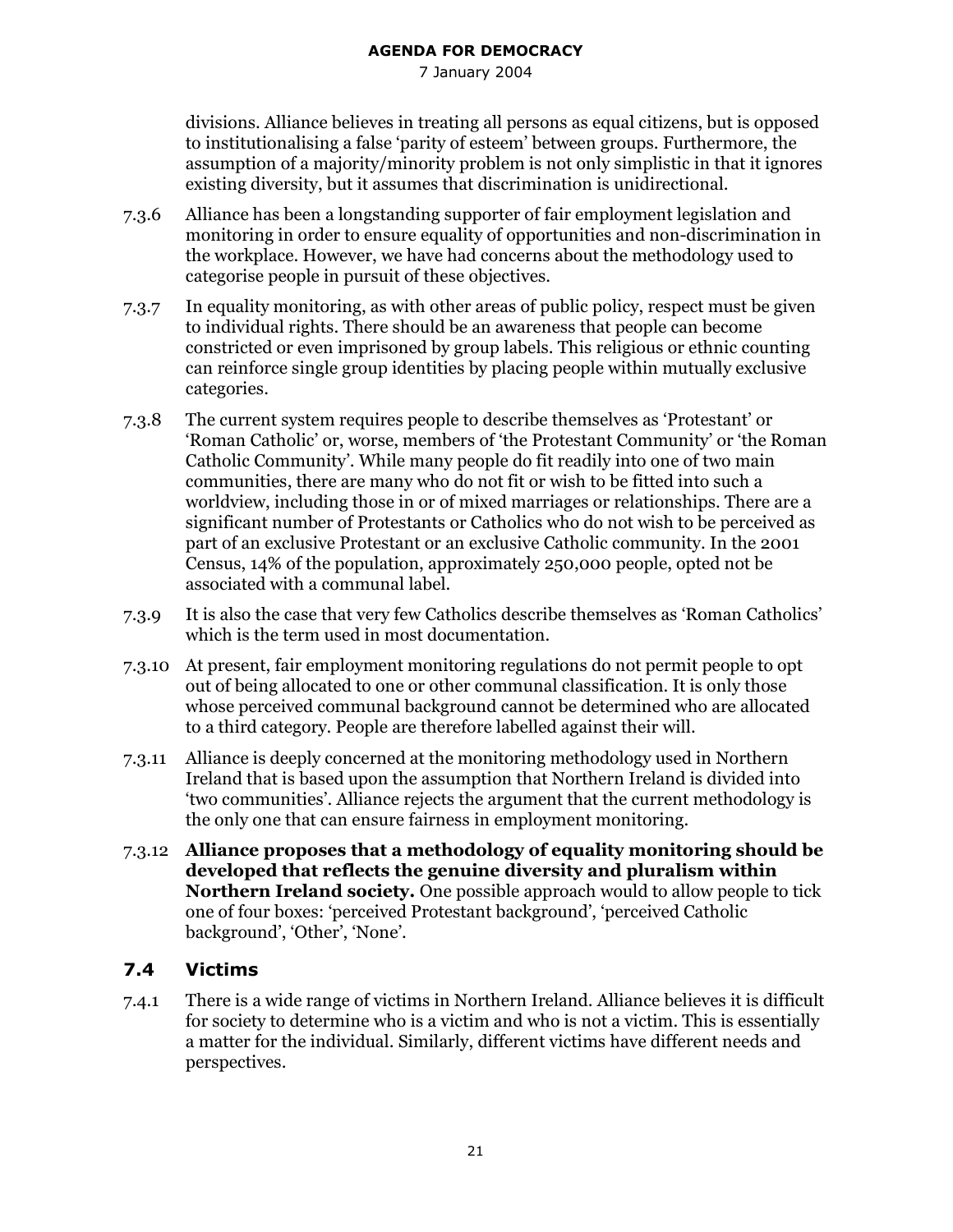divisions. Alliance believes in treating all persons as equal citizens, but is opposed to institutionalising a false 'parity of esteem' between groups. Furthermore, the assumption of a majority/minority problem is not only simplistic in that it ignores existing diversity, but it assumes that discrimination is unidirectional.

7.3.6 Alliance has been a longstanding supporter of fair employment legislation and monitoring in order to ensure equality of opportunities and non-discrimination in the workplace. However, we have had concerns about the methodology used to categorise people in pursuit of these objectives.

7.3.7 In equality monitoring, as with other areas of public policy, respect must be given to individual rights. There should be an awareness that people can become constricted or even imprisoned by group labels. This religious or ethnic counting can reinforce single group identities by placing people within mutually exclusive categories.

7.3.8 The current system requires people to describe themselves as 'Protestant' or 'Roman Catholic' or, worse, members of 'the Protestant Community' or 'the Roman Catholic Community'. While many people do fit readily into one of two main communities, there are many who do not fit or wish to be fitted into such a worldview, including those in or of mixed marriages or relationships. There are a significant number of Protestants or Catholics who do not wish to be perceived as part of an exclusive Protestant or an exclusive Catholic community. In the 2001 Census, 14% of the population, approximately 250,000 people, opted not be associated with a communal label.

7.3.9 It is also the case that very few Catholics describe themselves as 'Roman Catholics' which is the term used in most documentation.

7.3.10 At present, fair employment monitoring regulations do not permit people to opt out of being allocated to one or other communal classification. It is only those whose perceived communal background cannot be determined who are allocated to a third category. People are therefore labelled against their will.

7.3.11 Alliance is deeply concerned at the monitoring methodology used in Northern Ireland that is based upon the assumption that Northern Ireland is divided into 'two communities'. Alliance rejects the argument that the current methodology is the only one that can ensure fairness in employment monitoring.

7.3.12 **Alliance proposes that a methodology of equality monitoring should be developed that reflects the genuine diversity and pluralism within Northern Ireland society.** One possible approach would to allow people to tick one of four boxes: 'perceived Protestant background', 'perceived Catholic background', 'Other', 'None'.

### 7.4 Victims

7.4.1 There is a wide range of victims in Northern Ireland. Alliance believes it is difficult for society to determine who is a victim and who is not a victim. This is essentially a matter for the individual. Similarly, different victims have different needs and perspectives.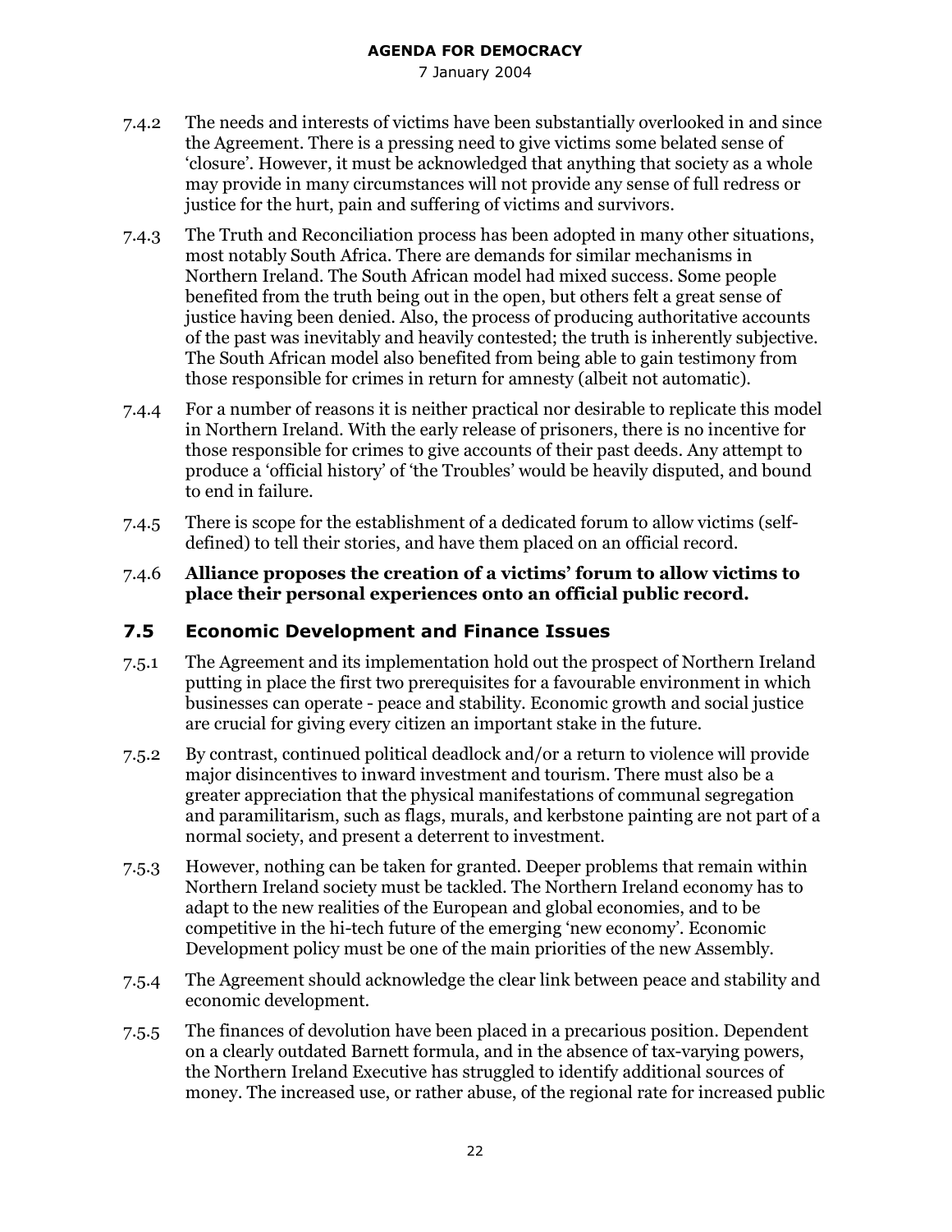7.4.2 The needs and interests of victims have been substantially overlooked in and since the Agreement. There is a pressing need to give victims some belated sense of 'closure'. However, it must be acknowledged that anything that society as a whole may provide in many circumstances will not provide any sense of full redress or justice for the hurt, pain and suffering of victims and survivors.

7.4.3 The Truth and Reconciliation process has been adopted in many other situations, most notably South Africa. There are demands for similar mechanisms in Northern Ireland. The South African model had mixed success. Some people benefited from the truth being out in the open, but others felt a great sense of justice having been denied. Also, the process of producing authoritative accounts of the past was inevitably and heavily contested; the truth is inherently subjective. The South African model also benefited from being able to gain testimony from those responsible for crimes in return for amnesty (albeit not automatic).

7.4.4 For a number of reasons it is neither practical nor desirable to replicate this model in Northern Ireland. With the early release of prisoners, there is no incentive for those responsible for crimes to give accounts of their past deeds. Any attempt to produce a 'official history' of 'the Troubles' would be heavily disputed, and bound to end in failure.

7.4.5 There is scope for the establishment of a dedicated forum to allow victims (self-defined) to tell their stories, and have them placed on an official record.

7.4.6 **Alliance proposes the creation of a victims' forum to allow victims to place their personal experiences onto an official public record.**

## 7.5 Economic Development and Finance Issues

7.5.1 The Agreement and its implementation hold out the prospect of Northern Ireland putting in place the first two prerequisites for a favourable environment in which businesses can operate - peace and stability. Economic growth and social justice are crucial for giving every citizen an important stake in the future.

7.5.2 By contrast, continued political deadlock and/or a return to violence will provide major disincentives to inward investment and tourism. There must also be a greater appreciation that the physical manifestations of communal segregation and paramilitarism, such as flags, murals, and kerbstone painting are not part of a normal society, and present a deterrent to investment.

7.5.3 However, nothing can be taken for granted. Deeper problems that remain within Northern Ireland society must be tackled. The Northern Ireland economy has to adapt to the new realities of the European and global economies, and to be competitive in the hi-tech future of the emerging 'new economy'. Economic Development policy must be one of the main priorities of the new Assembly.

7.5.4 The Agreement should acknowledge the clear link between peace and stability and economic development.

7.5.5 The finances of devolution have been placed in a precarious position. Dependent on a clearly outdated Barnett formula, and in the absence of tax-varying powers, the Northern Ireland Executive has struggled to identify additional sources of money. The increased use, or rather abuse, of the regional rate for increased public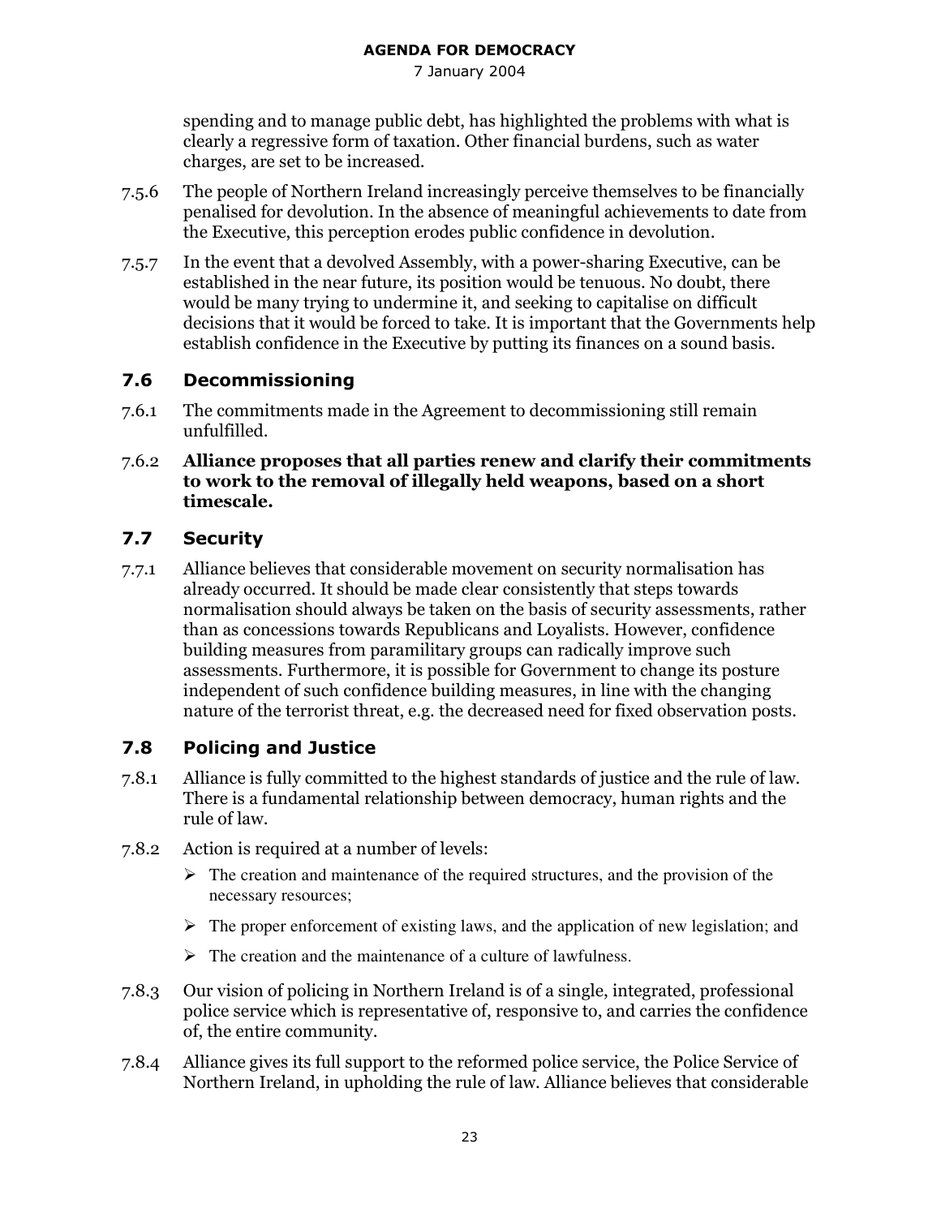spending and to manage public debt, has highlighted the problems with what is clearly a regressive form of taxation. Other financial burdens, such as water charges, are set to be increased.

7.5.6 The people of Northern Ireland increasingly perceive themselves to be financially penalised for devolution. In the absence of meaningful achievements to date from the Executive, this perception erodes public confidence in devolution.

7.5.7 In the event that a devolved Assembly, with a power-sharing Executive, can be established in the near future, its position would be tenuous. No doubt, there would be many trying to undermine it, and seeking to capitalise on difficult decisions that it would be forced to take. It is important that the Governments help establish confidence in the Executive by putting its finances on a sound basis.

## 7.6 Decommissioning

7.6.1 The commitments made in the Agreement to decommissioning still remain unfulfilled.

7.6.2 **Alliance proposes that all parties renew and clarify their commitments to work to the removal of illegally held weapons, based on a short timescale.**

## 7.7 Security

7.7.1 Alliance believes that considerable movement on security normalisation has already occurred. It should be made clear consistently that steps towards normalisation should always be taken on the basis of security assessments, rather than as concessions towards Republicans and Loyalists. However, confidence building measures from paramilitary groups can radically improve such assessments. Furthermore, it is possible for Government to change its posture independent of such confidence building measures, in line with the changing nature of the terrorist threat, e.g. the decreased need for fixed observation posts.

## 7.8 Policing and Justice

7.8.1 Alliance is fully committed to the highest standards of justice and the rule of law. There is a fundamental relationship between democracy, human rights and the rule of law.

7.8.2 Action is required at a number of levels:

- The creation and maintenance of the required structures, and the provision of the necessary resources;
- The proper enforcement of existing laws, and the application of new legislation; and
- The creation and the maintenance of a culture of lawfulness.

7.8.3 Our vision of policing in Northern Ireland is of a single, integrated, professional police service which is representative of, responsive to, and carries the confidence of, the entire community.

7.8.4 Alliance gives its full support to the reformed police service, the Police Service of Northern Ireland, in upholding the rule of law. Alliance believes that considerable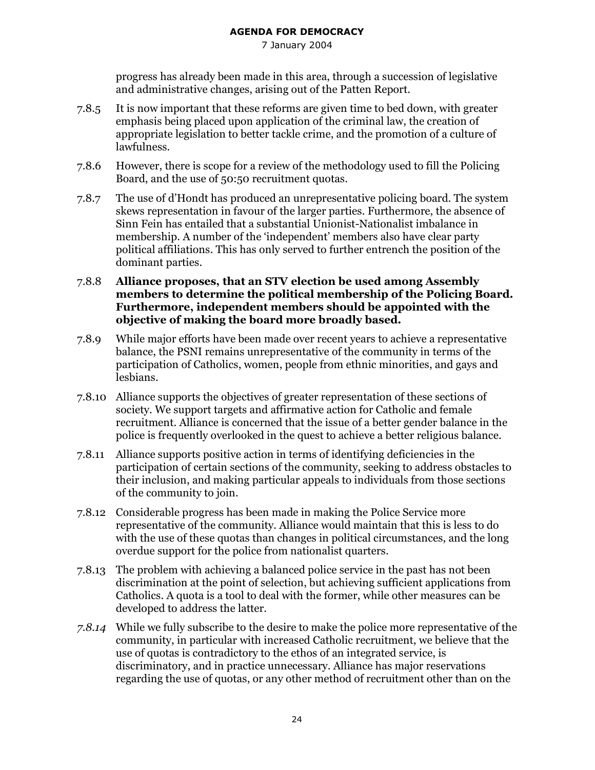progress has already been made in this area, through a succession of legislative and administrative changes, arising out of the Patten Report.

7.8.5 It is now important that these reforms are given time to bed down, with greater emphasis being placed upon application of the criminal law, the creation of appropriate legislation to better tackle crime, and the promotion of a culture of lawfulness.

7.8.6 However, there is scope for a review of the methodology used to fill the Policing Board, and the use of 50:50 recruitment quotas.

7.8.7 The use of d'Hondt has produced an unrepresentative policing board. The system skews representation in favour of the larger parties. Furthermore, the absence of Sinn Fein has entailed that a substantial Unionist-Nationalist imbalance in membership. A number of the 'independent' members also have clear party political affiliations. This has only served to further entrench the position of the dominant parties.

7.8.8 **Alliance proposes, that an STV election be used among Assembly members to determine the political membership of the Policing Board. Furthermore, independent members should be appointed with the objective of making the board more broadly based.**

7.8.9 While major efforts have been made over recent years to achieve a representative balance, the PSNI remains unrepresentative of the community in terms of the participation of Catholics, women, people from ethnic minorities, and gays and lesbians.

7.8.10 Alliance supports the objectives of greater representation of these sections of society. We support targets and affirmative action for Catholic and female recruitment. Alliance is concerned that the issue of a better gender balance in the police is frequently overlooked in the quest to achieve a better religious balance.

7.8.11 Alliance supports positive action in terms of identifying deficiencies in the participation of certain sections of the community, seeking to address obstacles to their inclusion, and making particular appeals to individuals from those sections of the community to join.

7.8.12 Considerable progress has been made in making the Police Service more representative of the community. Alliance would maintain that this is less to do with the use of these quotas than changes in political circumstances, and the long overdue support for the police from nationalist quarters.

7.8.13 The problem with achieving a balanced police service in the past has not been discrimination at the point of selection, but achieving sufficient applications from Catholics. A quota is a tool to deal with the former, while other measures can be developed to address the latter.

*7.8.14* While we fully subscribe to the desire to make the police more representative of the community, in particular with increased Catholic recruitment, we believe that the use of quotas is contradictory to the ethos of an integrated service, is discriminatory, and in practice unnecessary. Alliance has major reservations regarding the use of quotas, or any other method of recruitment other than on the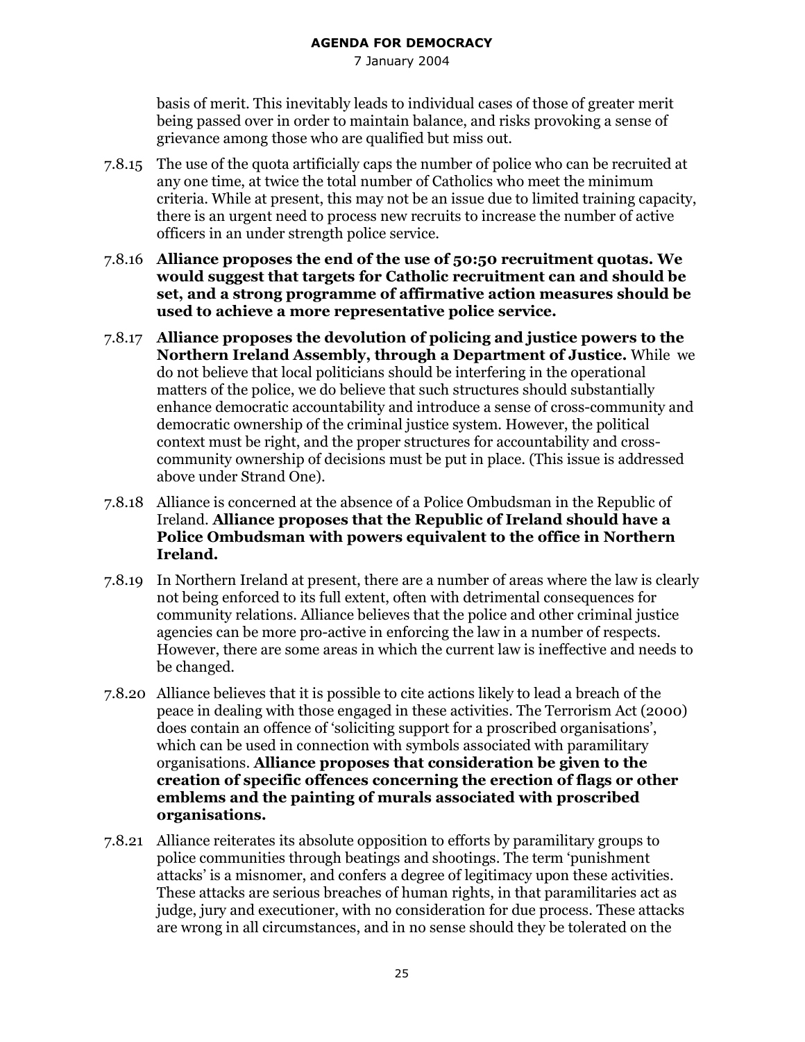basis of merit. This inevitably leads to individual cases of those of greater merit being passed over in order to maintain balance, and risks provoking a sense of grievance among those who are qualified but miss out.

7.8.15 The use of the quota artificially caps the number of police who can be recruited at any one time, at twice the total number of Catholics who meet the minimum criteria. While at present, this may not be an issue due to limited training capacity, there is an urgent need to process new recruits to increase the number of active officers in an under strength police service.

7.8.16 **Alliance proposes the end of the use of 50:50 recruitment quotas. We would suggest that targets for Catholic recruitment can and should be set, and a strong programme of affirmative action measures should be used to achieve a more representative police service.**

7.8.17 **Alliance proposes the devolution of policing and justice powers to the Northern Ireland Assembly, through a Department of Justice.** While we do not believe that local politicians should be interfering in the operational matters of the police, we do believe that such structures should substantially enhance democratic accountability and introduce a sense of cross-community and democratic ownership of the criminal justice system. However, the political context must be right, and the proper structures for accountability and cross-community ownership of decisions must be put in place. (This issue is addressed above under Strand One).

7.8.18 Alliance is concerned at the absence of a Police Ombudsman in the Republic of Ireland. **Alliance proposes that the Republic of Ireland should have a Police Ombudsman with powers equivalent to the office in Northern Ireland.**

7.8.19 In Northern Ireland at present, there are a number of areas where the law is clearly not being enforced to its full extent, often with detrimental consequences for community relations. Alliance believes that the police and other criminal justice agencies can be more pro-active in enforcing the law in a number of respects. However, there are some areas in which the current law is ineffective and needs to be changed.

7.8.20 Alliance believes that it is possible to cite actions likely to lead a breach of the peace in dealing with those engaged in these activities. The Terrorism Act (2000) does contain an offence of 'soliciting support for a proscribed organisations', which can be used in connection with symbols associated with paramilitary organisations. **Alliance proposes that consideration be given to the creation of specific offences concerning the erection of flags or other emblems and the painting of murals associated with proscribed organisations.**

7.8.21 Alliance reiterates its absolute opposition to efforts by paramilitary groups to police communities through beatings and shootings. The term 'punishment attacks' is a misnomer, and confers a degree of legitimacy upon these activities. These attacks are serious breaches of human rights, in that paramilitaries act as judge, jury and executioner, with no consideration for due process. These attacks are wrong in all circumstances, and in no sense should they be tolerated on the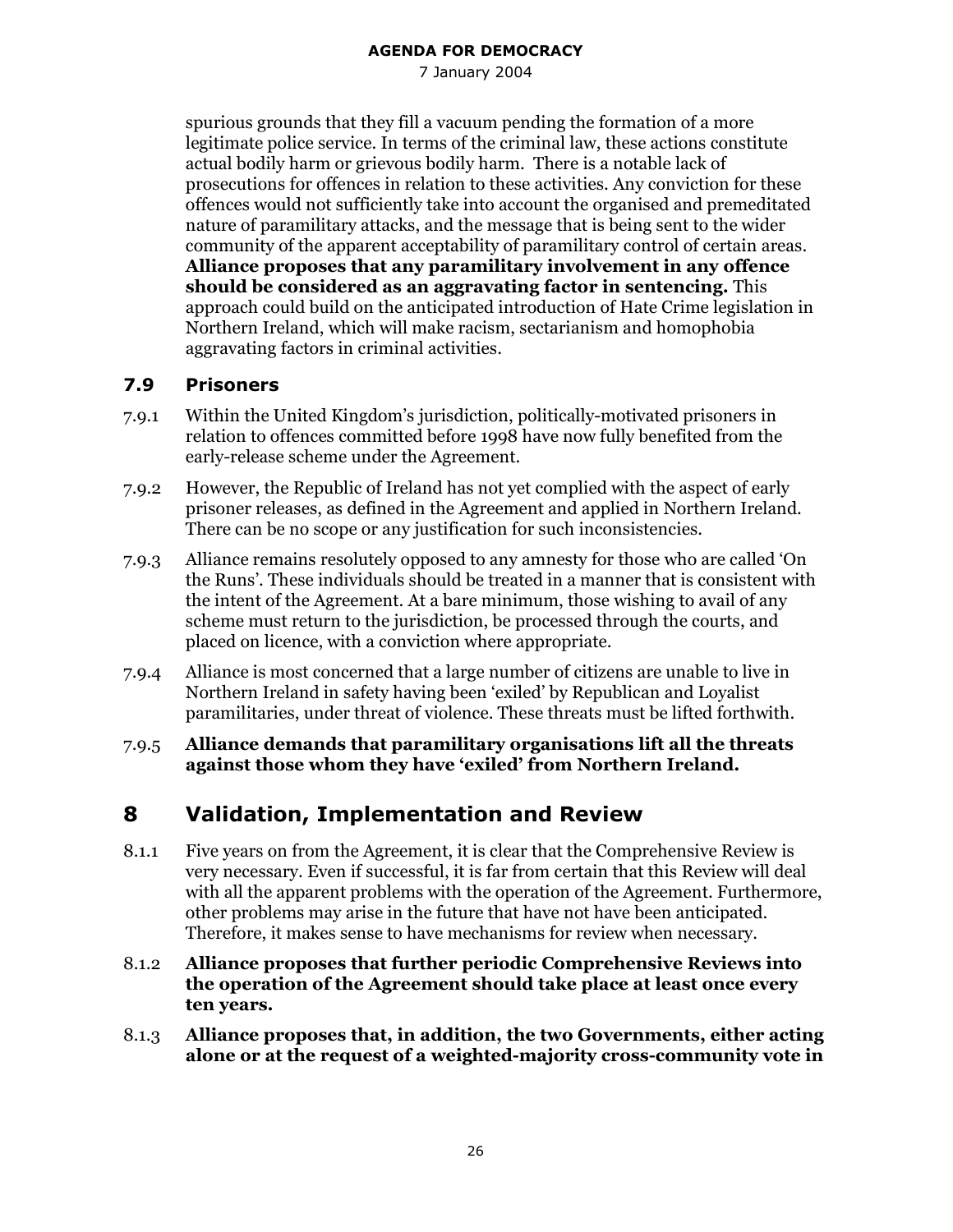spurious grounds that they fill a vacuum pending the formation of a more legitimate police service. In terms of the criminal law, these actions constitute actual bodily harm or grievous bodily harm. There is a notable lack of prosecutions for offences in relation to these activities. Any conviction for these offences would not sufficiently take into account the organised and premeditated nature of paramilitary attacks, and the message that is being sent to the wider community of the apparent acceptability of paramilitary control of certain areas. **Alliance proposes that any paramilitary involvement in any offence should be considered as an aggravating factor in sentencing.** This approach could build on the anticipated introduction of Hate Crime legislation in Northern Ireland, which will make racism, sectarianism and homophobia aggravating factors in criminal activities.

### 7.9 Prisoners

7.9.1 Within the United Kingdom's jurisdiction, politically-motivated prisoners in relation to offences committed before 1998 have now fully benefited from the early-release scheme under the Agreement.

7.9.2 However, the Republic of Ireland has not yet complied with the aspect of early prisoner releases, as defined in the Agreement and applied in Northern Ireland. There can be no scope or any justification for such inconsistencies.

7.9.3 Alliance remains resolutely opposed to any amnesty for those who are called 'On the Runs'. These individuals should be treated in a manner that is consistent with the intent of the Agreement. At a bare minimum, those wishing to avail of any scheme must return to the jurisdiction, be processed through the courts, and placed on licence, with a conviction where appropriate.

7.9.4 Alliance is most concerned that a large number of citizens are unable to live in Northern Ireland in safety having been 'exiled' by Republican and Loyalist paramilitaries, under threat of violence. These threats must be lifted forthwith.

7.9.5 **Alliance demands that paramilitary organisations lift all the threats against those whom they have 'exiled' from Northern Ireland.**

## 8 Validation, Implementation and Review

8.1.1 Five years on from the Agreement, it is clear that the Comprehensive Review is very necessary. Even if successful, it is far from certain that this Review will deal with all the apparent problems with the operation of the Agreement. Furthermore, other problems may arise in the future that have not have been anticipated. Therefore, it makes sense to have mechanisms for review when necessary.

8.1.2 **Alliance proposes that further periodic Comprehensive Reviews into the operation of the Agreement should take place at least once every ten years.**

8.1.3 **Alliance proposes that, in addition, the two Governments, either acting alone or at the request of a weighted-majority cross-community vote in**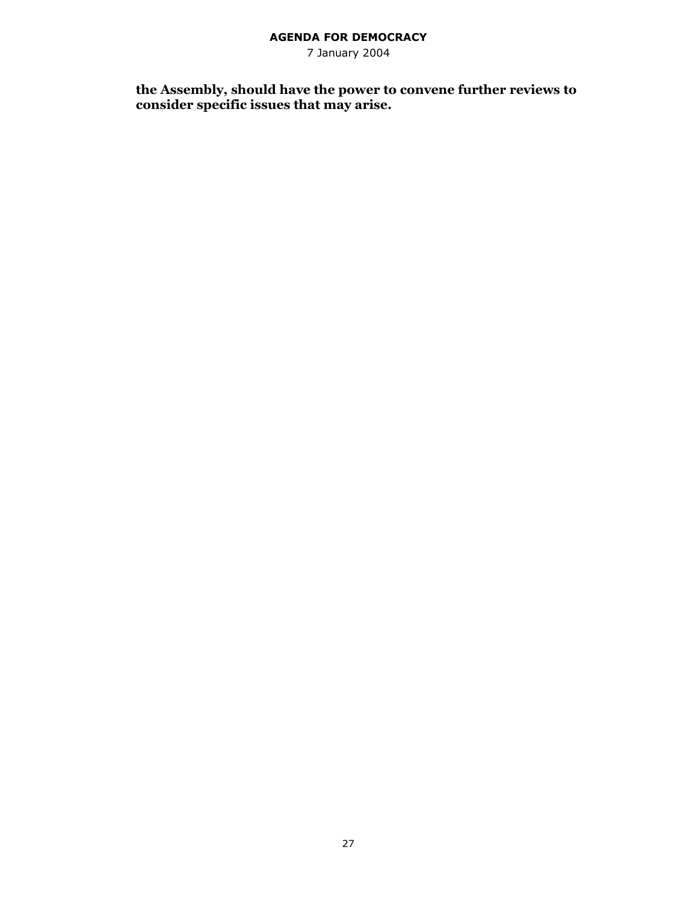**the Assembly, should have the power to convene further reviews to consider specific issues that may arise.**